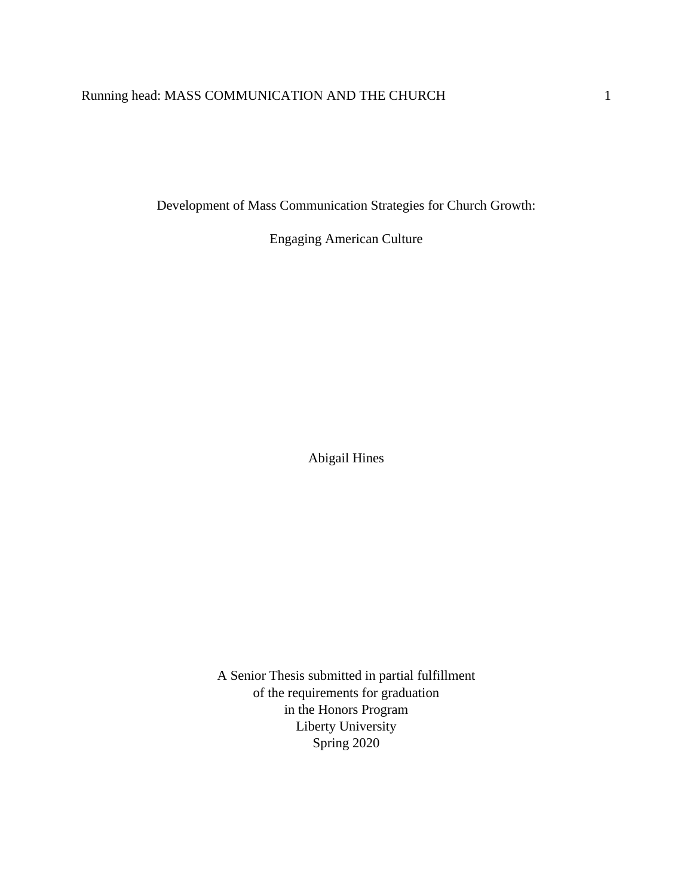# Development of Mass Communication Strategies for Church Growth:

## Engaging American Culture

Abigail Hines

A Senior Thesis submitted in partial fulfillment
of the requirements for graduation
in the Honors Program
Liberty University
Spring 2020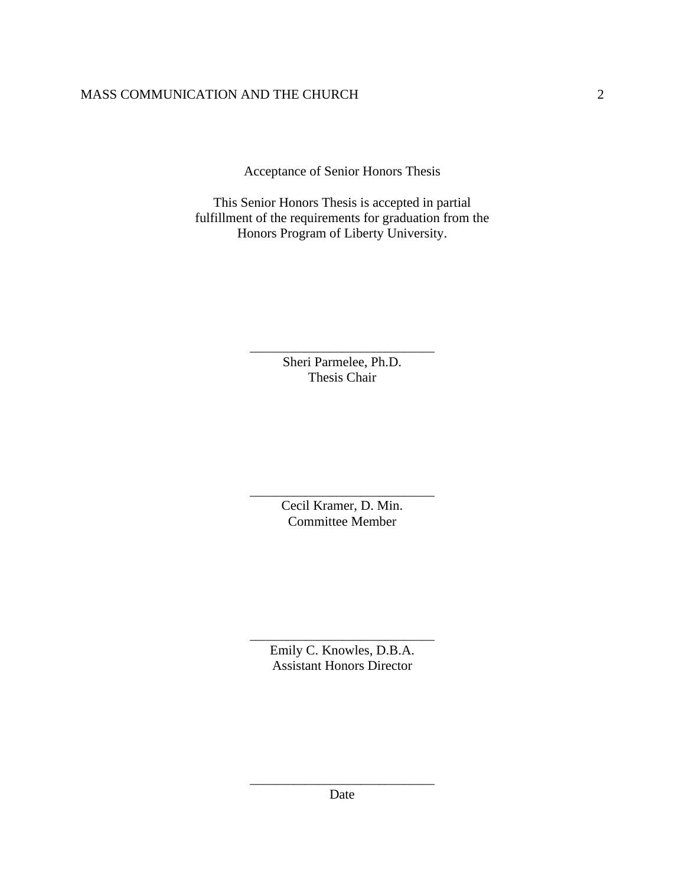Acceptance of Senior Honors Thesis

This Senior Honors Thesis is accepted in partial fulfillment of the requirements for graduation from the Honors Program of Liberty University.

______________________________
Sheri Parmelee, Ph.D.
Thesis Chair

______________________________
Cecil Kramer, D. Min.
Committee Member

______________________________
Emily C. Knowles, D.B.A.
Assistant Honors Director

______________________________
Date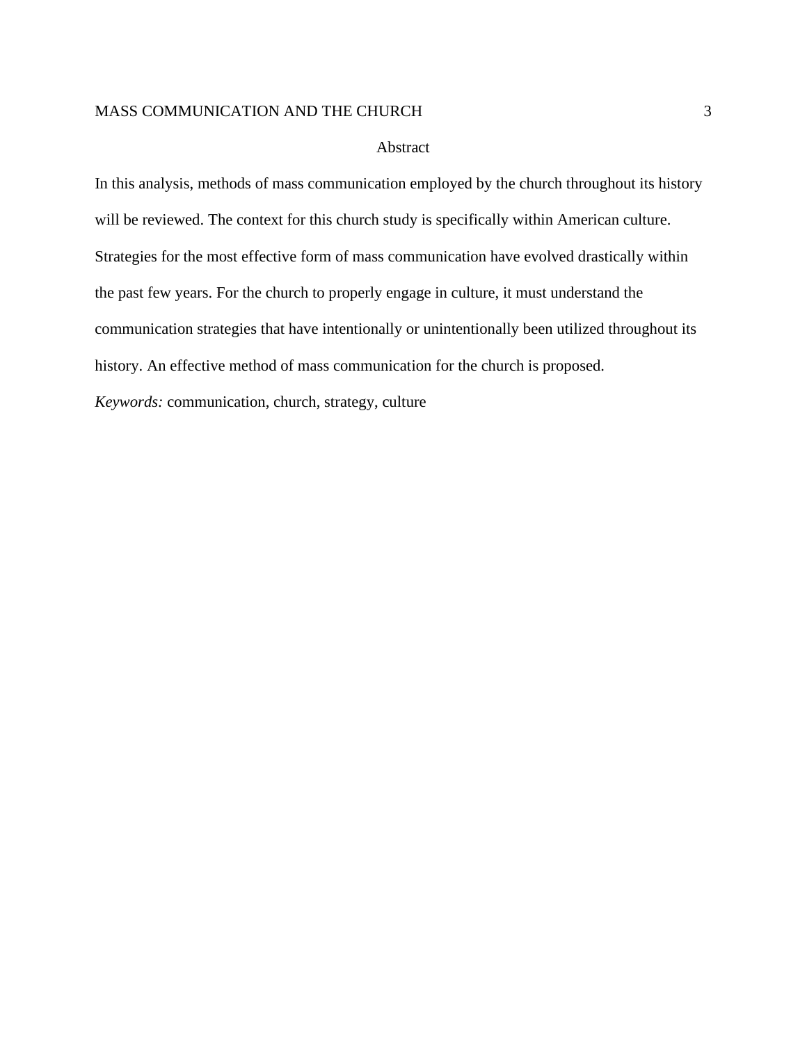# Abstract

In this analysis, methods of mass communication employed by the church throughout its history will be reviewed. The context for this church study is specifically within American culture. Strategies for the most effective form of mass communication have evolved drastically within the past few years. For the church to properly engage in culture, it must understand the communication strategies that have intentionally or unintentionally been utilized throughout its history. An effective method of mass communication for the church is proposed.

*Keywords:* communication, church, strategy, culture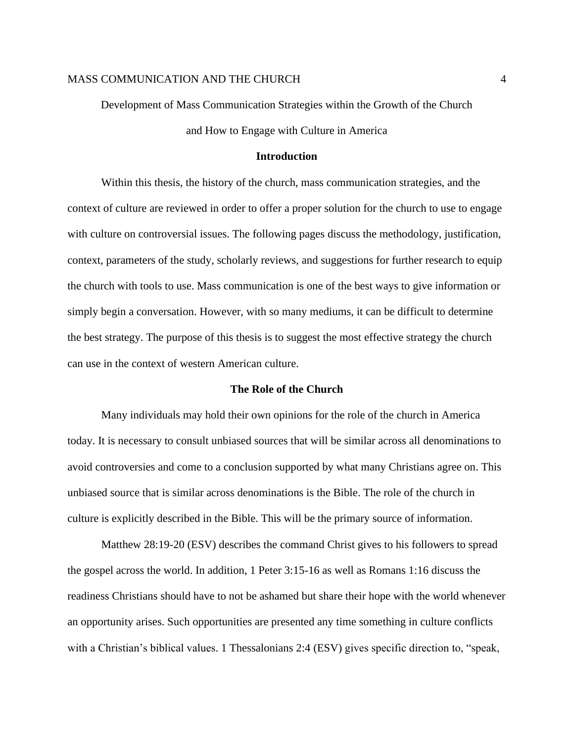# Development of Mass Communication Strategies within the Growth of the Church and How to Engage with Culture in America

## Introduction

Within this thesis, the history of the church, mass communication strategies, and the context of culture are reviewed in order to offer a proper solution for the church to use to engage with culture on controversial issues. The following pages discuss the methodology, justification, context, parameters of the study, scholarly reviews, and suggestions for further research to equip the church with tools to use. Mass communication is one of the best ways to give information or simply begin a conversation. However, with so many mediums, it can be difficult to determine the best strategy. The purpose of this thesis is to suggest the most effective strategy the church can use in the context of western American culture.

## The Role of the Church

Many individuals may hold their own opinions for the role of the church in America today. It is necessary to consult unbiased sources that will be similar across all denominations to avoid controversies and come to a conclusion supported by what many Christians agree on. This unbiased source that is similar across denominations is the Bible. The role of the church in culture is explicitly described in the Bible. This will be the primary source of information.

Matthew 28:19-20 (ESV) describes the command Christ gives to his followers to spread the gospel across the world. In addition, 1 Peter 3:15-16 as well as Romans 1:16 discuss the readiness Christians should have to not be ashamed but share their hope with the world whenever an opportunity arises. Such opportunities are presented any time something in culture conflicts with a Christian's biblical values. 1 Thessalonians 2:4 (ESV) gives specific direction to, "speak,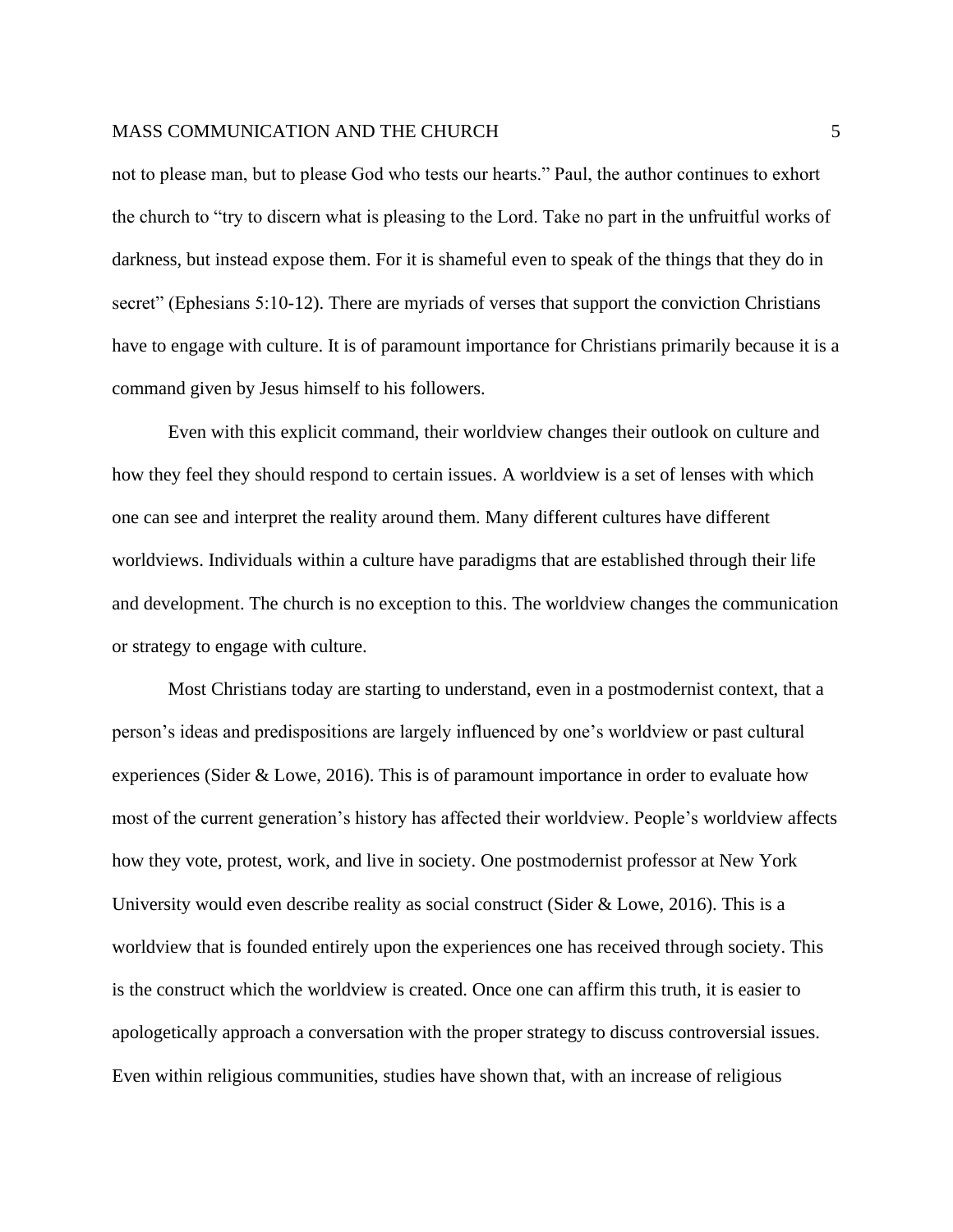not to please man, but to please God who tests our hearts." Paul, the author continues to exhort the church to "try to discern what is pleasing to the Lord. Take no part in the unfruitful works of darkness, but instead expose them. For it is shameful even to speak of the things that they do in secret" (Ephesians 5:10-12). There are myriads of verses that support the conviction Christians have to engage with culture. It is of paramount importance for Christians primarily because it is a command given by Jesus himself to his followers.

Even with this explicit command, their worldview changes their outlook on culture and how they feel they should respond to certain issues. A worldview is a set of lenses with which one can see and interpret the reality around them. Many different cultures have different worldviews. Individuals within a culture have paradigms that are established through their life and development. The church is no exception to this. The worldview changes the communication or strategy to engage with culture.

Most Christians today are starting to understand, even in a postmodernist context, that a person's ideas and predispositions are largely influenced by one's worldview or past cultural experiences (Sider & Lowe, 2016). This is of paramount importance in order to evaluate how most of the current generation's history has affected their worldview. People's worldview affects how they vote, protest, work, and live in society. One postmodernist professor at New York University would even describe reality as social construct (Sider & Lowe, 2016). This is a worldview that is founded entirely upon the experiences one has received through society. This is the construct which the worldview is created. Once one can affirm this truth, it is easier to apologetically approach a conversation with the proper strategy to discuss controversial issues. Even within religious communities, studies have shown that, with an increase of religious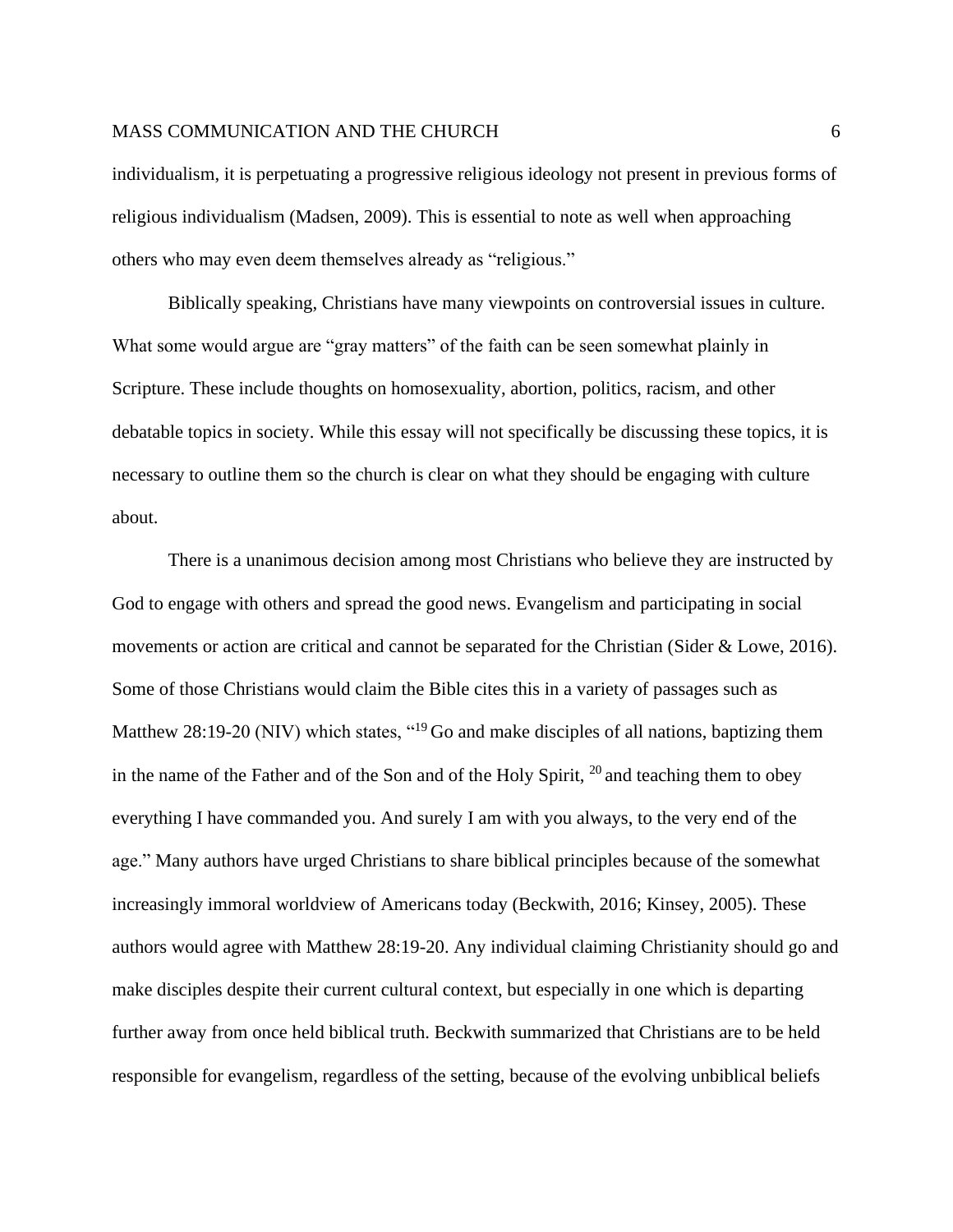individualism, it is perpetuating a progressive religious ideology not present in previous forms of religious individualism (Madsen, 2009). This is essential to note as well when approaching others who may even deem themselves already as “religious.”

Biblically speaking, Christians have many viewpoints on controversial issues in culture. What some would argue are “gray matters” of the faith can be seen somewhat plainly in Scripture. These include thoughts on homosexuality, abortion, politics, racism, and other debatable topics in society. While this essay will not specifically be discussing these topics, it is necessary to outline them so the church is clear on what they should be engaging with culture about.

There is a unanimous decision among most Christians who believe they are instructed by God to engage with others and spread the good news. Evangelism and participating in social movements or action are critical and cannot be separated for the Christian (Sider & Lowe, 2016). Some of those Christians would claim the Bible cites this in a variety of passages such as Matthew 28:19-20 (NIV) which states, “[19] Go and make disciples of all nations, baptizing them in the name of the Father and of the Son and of the Holy Spirit, [20] and teaching them to obey everything I have commanded you. And surely I am with you always, to the very end of the age.” Many authors have urged Christians to share biblical principles because of the somewhat increasingly immoral worldview of Americans today (Beckwith, 2016; Kinsey, 2005). These authors would agree with Matthew 28:19-20. Any individual claiming Christianity should go and make disciples despite their current cultural context, but especially in one which is departing further away from once held biblical truth. Beckwith summarized that Christians are to be held responsible for evangelism, regardless of the setting, because of the evolving unbiblical beliefs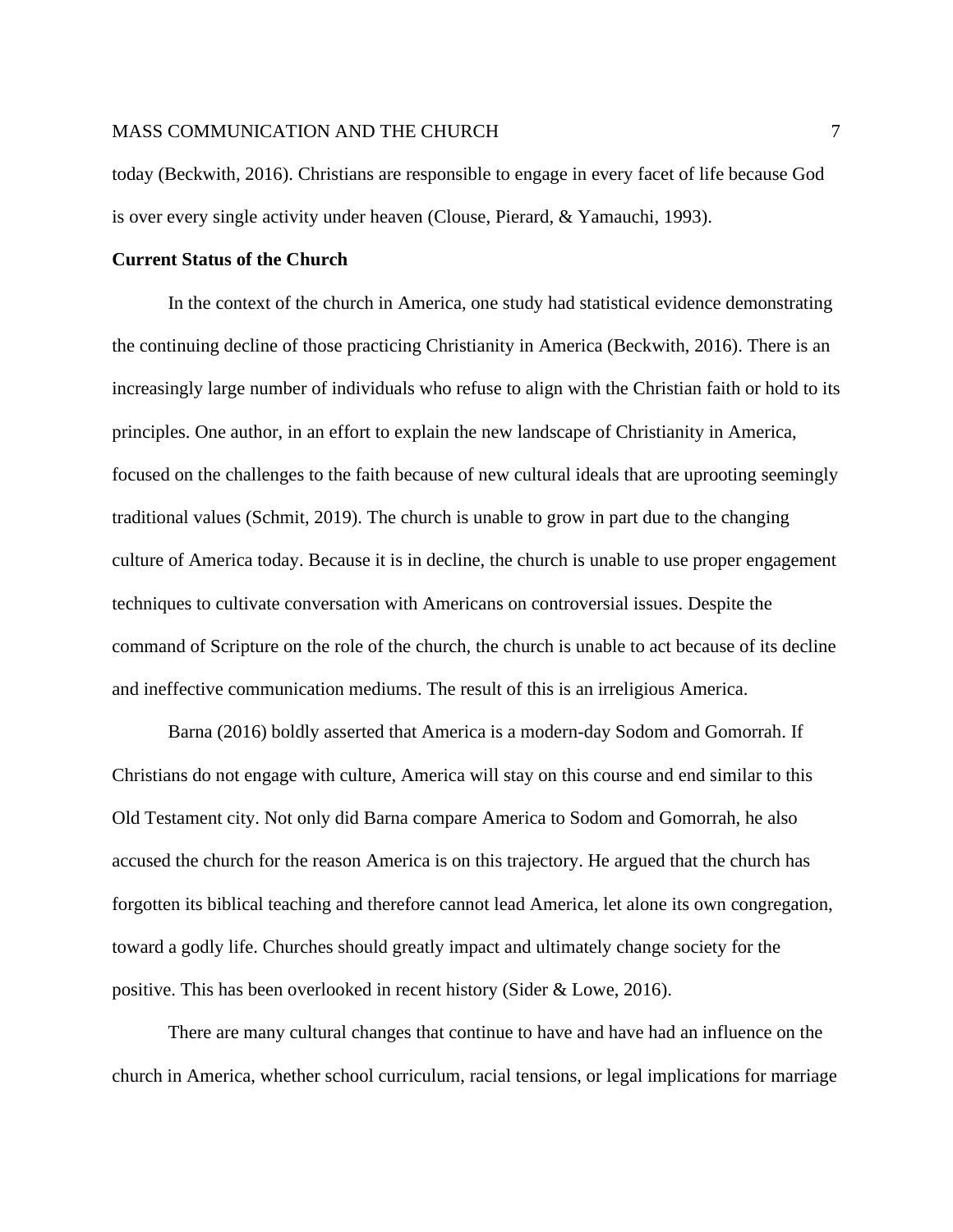today (Beckwith, 2016). Christians are responsible to engage in every facet of life because God is over every single activity under heaven (Clouse, Pierard, & Yamauchi, 1993).

**Current Status of the Church**

In the context of the church in America, one study had statistical evidence demonstrating the continuing decline of those practicing Christianity in America (Beckwith, 2016). There is an increasingly large number of individuals who refuse to align with the Christian faith or hold to its principles. One author, in an effort to explain the new landscape of Christianity in America, focused on the challenges to the faith because of new cultural ideals that are uprooting seemingly traditional values (Schmit, 2019). The church is unable to grow in part due to the changing culture of America today. Because it is in decline, the church is unable to use proper engagement techniques to cultivate conversation with Americans on controversial issues. Despite the command of Scripture on the role of the church, the church is unable to act because of its decline and ineffective communication mediums. The result of this is an irreligious America.

Barna (2016) boldly asserted that America is a modern-day Sodom and Gomorrah. If Christians do not engage with culture, America will stay on this course and end similar to this Old Testament city. Not only did Barna compare America to Sodom and Gomorrah, he also accused the church for the reason America is on this trajectory. He argued that the church has forgotten its biblical teaching and therefore cannot lead America, let alone its own congregation, toward a godly life. Churches should greatly impact and ultimately change society for the positive. This has been overlooked in recent history (Sider & Lowe, 2016).

There are many cultural changes that continue to have and have had an influence on the church in America, whether school curriculum, racial tensions, or legal implications for marriage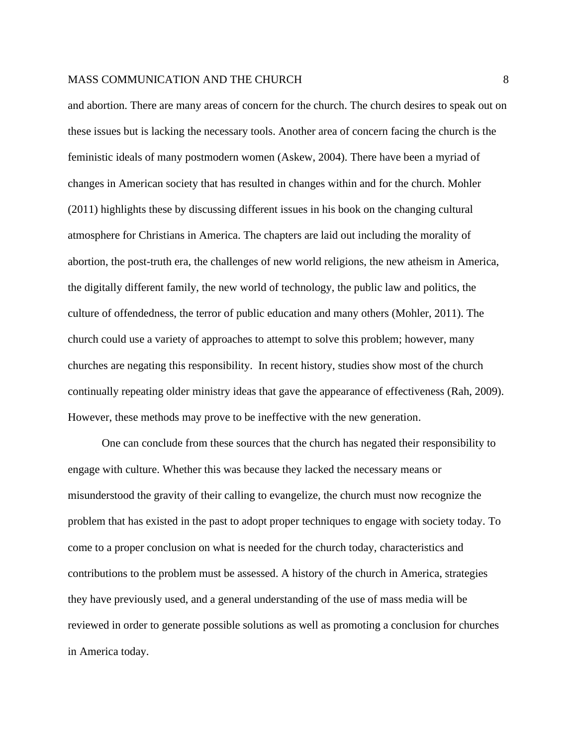and abortion. There are many areas of concern for the church. The church desires to speak out on these issues but is lacking the necessary tools. Another area of concern facing the church is the feministic ideals of many postmodern women (Askew, 2004). There have been a myriad of changes in American society that has resulted in changes within and for the church. Mohler (2011) highlights these by discussing different issues in his book on the changing cultural atmosphere for Christians in America. The chapters are laid out including the morality of abortion, the post-truth era, the challenges of new world religions, the new atheism in America, the digitally different family, the new world of technology, the public law and politics, the culture of offendedness, the terror of public education and many others (Mohler, 2011). The church could use a variety of approaches to attempt to solve this problem; however, many churches are negating this responsibility. In recent history, studies show most of the church continually repeating older ministry ideas that gave the appearance of effectiveness (Rah, 2009). However, these methods may prove to be ineffective with the new generation.

One can conclude from these sources that the church has negated their responsibility to engage with culture. Whether this was because they lacked the necessary means or misunderstood the gravity of their calling to evangelize, the church must now recognize the problem that has existed in the past to adopt proper techniques to engage with society today. To come to a proper conclusion on what is needed for the church today, characteristics and contributions to the problem must be assessed. A history of the church in America, strategies they have previously used, and a general understanding of the use of mass media will be reviewed in order to generate possible solutions as well as promoting a conclusion for churches in America today.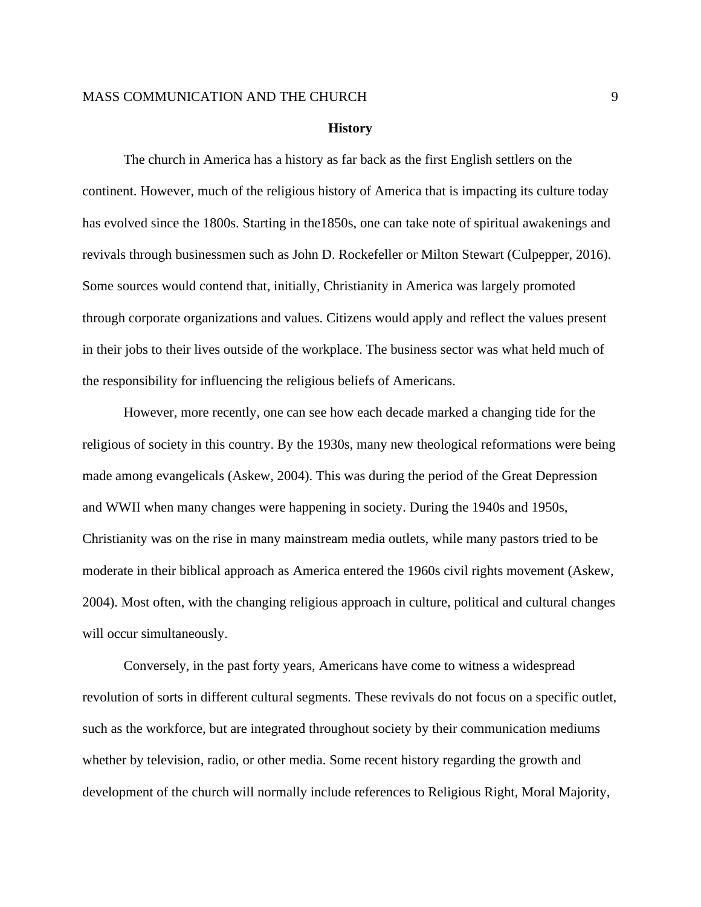**History**

The church in America has a history as far back as the first English settlers on the continent. However, much of the religious history of America that is impacting its culture today has evolved since the 1800s. Starting in the1850s, one can take note of spiritual awakenings and revivals through businessmen such as John D. Rockefeller or Milton Stewart (Culpepper, 2016). Some sources would contend that, initially, Christianity in America was largely promoted through corporate organizations and values. Citizens would apply and reflect the values present in their jobs to their lives outside of the workplace. The business sector was what held much of the responsibility for influencing the religious beliefs of Americans.

However, more recently, one can see how each decade marked a changing tide for the religious of society in this country. By the 1930s, many new theological reformations were being made among evangelicals (Askew, 2004). This was during the period of the Great Depression and WWII when many changes were happening in society. During the 1940s and 1950s, Christianity was on the rise in many mainstream media outlets, while many pastors tried to be moderate in their biblical approach as America entered the 1960s civil rights movement (Askew, 2004). Most often, with the changing religious approach in culture, political and cultural changes will occur simultaneously.

Conversely, in the past forty years, Americans have come to witness a widespread revolution of sorts in different cultural segments. These revivals do not focus on a specific outlet, such as the workforce, but are integrated throughout society by their communication mediums whether by television, radio, or other media. Some recent history regarding the growth and development of the church will normally include references to Religious Right, Moral Majority,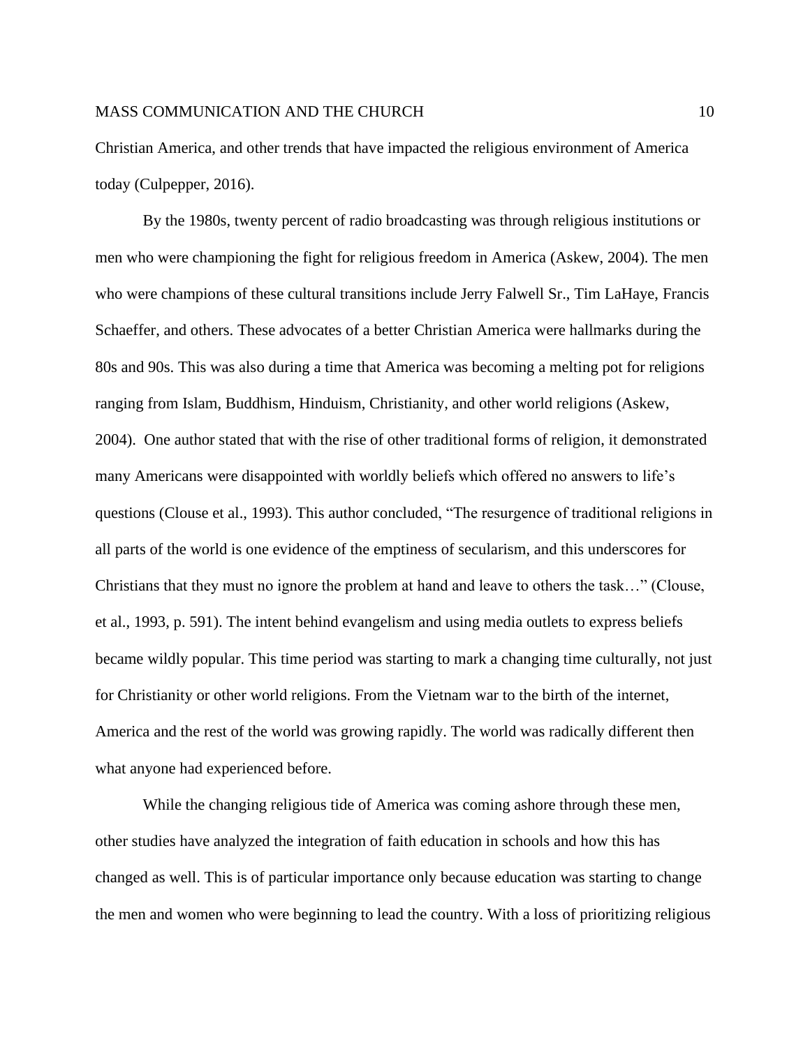Christian America, and other trends that have impacted the religious environment of America today (Culpepper, 2016).

By the 1980s, twenty percent of radio broadcasting was through religious institutions or men who were championing the fight for religious freedom in America (Askew, 2004). The men who were champions of these cultural transitions include Jerry Falwell Sr., Tim LaHaye, Francis Schaeffer, and others. These advocates of a better Christian America were hallmarks during the 80s and 90s. This was also during a time that America was becoming a melting pot for religions ranging from Islam, Buddhism, Hinduism, Christianity, and other world religions (Askew, 2004). One author stated that with the rise of other traditional forms of religion, it demonstrated many Americans were disappointed with worldly beliefs which offered no answers to life's questions (Clouse et al., 1993). This author concluded, "The resurgence of traditional religions in all parts of the world is one evidence of the emptiness of secularism, and this underscores for Christians that they must no ignore the problem at hand and leave to others the task…" (Clouse, et al., 1993, p. 591). The intent behind evangelism and using media outlets to express beliefs became wildly popular. This time period was starting to mark a changing time culturally, not just for Christianity or other world religions. From the Vietnam war to the birth of the internet, America and the rest of the world was growing rapidly. The world was radically different then what anyone had experienced before.

While the changing religious tide of America was coming ashore through these men, other studies have analyzed the integration of faith education in schools and how this has changed as well. This is of particular importance only because education was starting to change the men and women who were beginning to lead the country. With a loss of prioritizing religious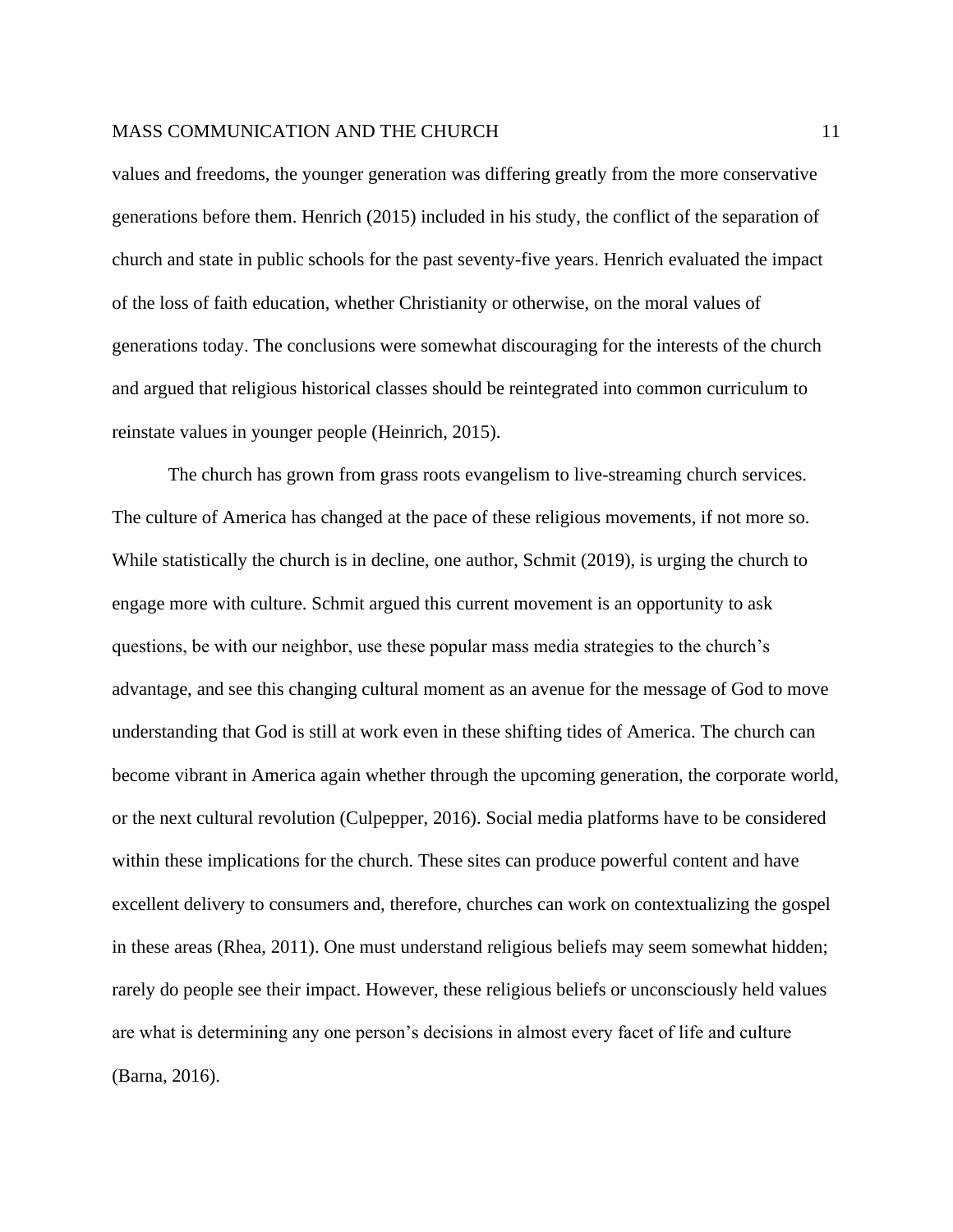values and freedoms, the younger generation was differing greatly from the more conservative generations before them. Henrich (2015) included in his study, the conflict of the separation of church and state in public schools for the past seventy-five years. Henrich evaluated the impact of the loss of faith education, whether Christianity or otherwise, on the moral values of generations today. The conclusions were somewhat discouraging for the interests of the church and argued that religious historical classes should be reintegrated into common curriculum to reinstate values in younger people (Heinrich, 2015).

The church has grown from grass roots evangelism to live-streaming church services. The culture of America has changed at the pace of these religious movements, if not more so. While statistically the church is in decline, one author, Schmit (2019), is urging the church to engage more with culture. Schmit argued this current movement is an opportunity to ask questions, be with our neighbor, use these popular mass media strategies to the church's advantage, and see this changing cultural moment as an avenue for the message of God to move understanding that God is still at work even in these shifting tides of America. The church can become vibrant in America again whether through the upcoming generation, the corporate world, or the next cultural revolution (Culpepper, 2016). Social media platforms have to be considered within these implications for the church. These sites can produce powerful content and have excellent delivery to consumers and, therefore, churches can work on contextualizing the gospel in these areas (Rhea, 2011). One must understand religious beliefs may seem somewhat hidden; rarely do people see their impact. However, these religious beliefs or unconsciously held values are what is determining any one person's decisions in almost every facet of life and culture (Barna, 2016).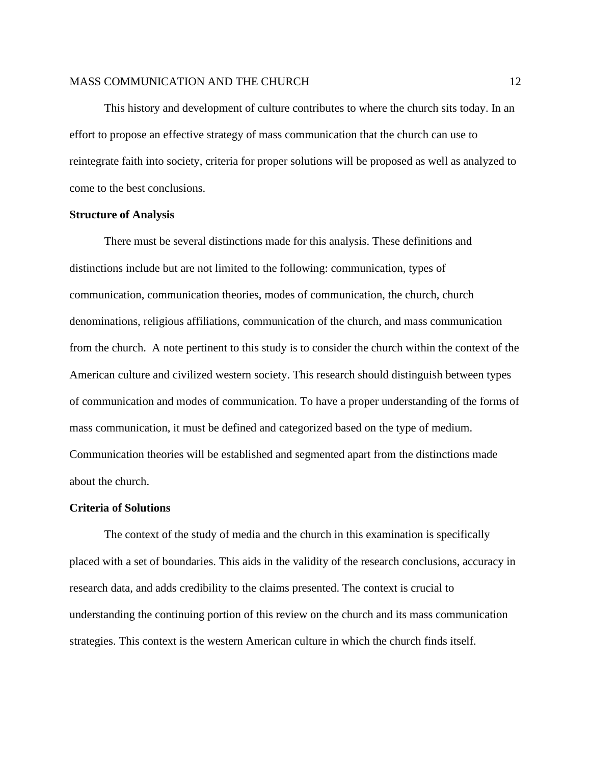This history and development of culture contributes to where the church sits today. In an effort to propose an effective strategy of mass communication that the church can use to reintegrate faith into society, criteria for proper solutions will be proposed as well as analyzed to come to the best conclusions.

**Structure of Analysis**

There must be several distinctions made for this analysis. These definitions and distinctions include but are not limited to the following: communication, types of communication, communication theories, modes of communication, the church, church denominations, religious affiliations, communication of the church, and mass communication from the church. A note pertinent to this study is to consider the church within the context of the American culture and civilized western society. This research should distinguish between types of communication and modes of communication. To have a proper understanding of the forms of mass communication, it must be defined and categorized based on the type of medium. Communication theories will be established and segmented apart from the distinctions made about the church.

**Criteria of Solutions**

The context of the study of media and the church in this examination is specifically placed with a set of boundaries. This aids in the validity of the research conclusions, accuracy in research data, and adds credibility to the claims presented. The context is crucial to understanding the continuing portion of this review on the church and its mass communication strategies. This context is the western American culture in which the church finds itself.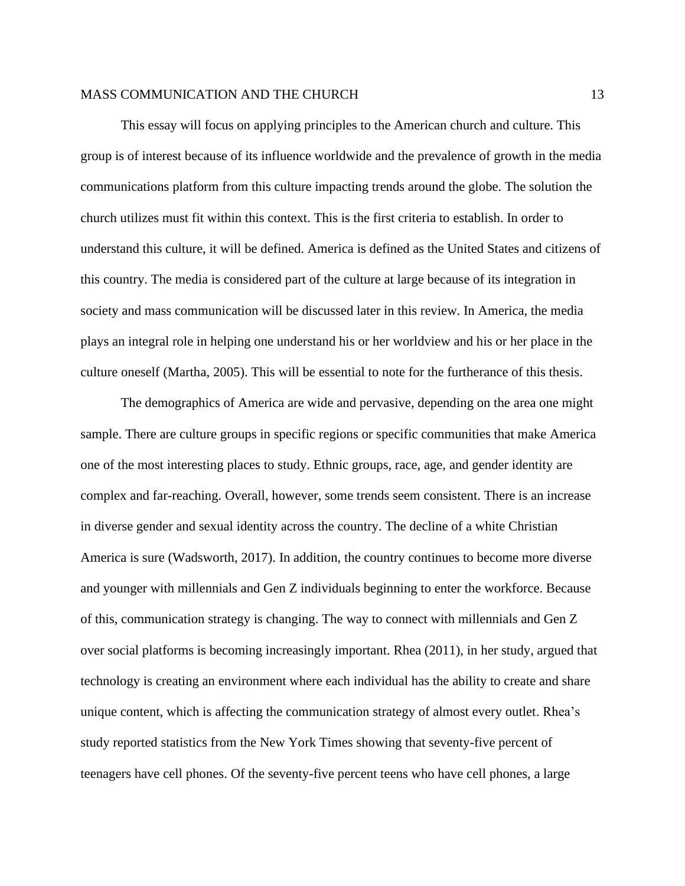This essay will focus on applying principles to the American church and culture. This group is of interest because of its influence worldwide and the prevalence of growth in the media communications platform from this culture impacting trends around the globe. The solution the church utilizes must fit within this context. This is the first criteria to establish. In order to understand this culture, it will be defined. America is defined as the United States and citizens of this country. The media is considered part of the culture at large because of its integration in society and mass communication will be discussed later in this review. In America, the media plays an integral role in helping one understand his or her worldview and his or her place in the culture oneself (Martha, 2005). This will be essential to note for the furtherance of this thesis.

The demographics of America are wide and pervasive, depending on the area one might sample. There are culture groups in specific regions or specific communities that make America one of the most interesting places to study. Ethnic groups, race, age, and gender identity are complex and far-reaching. Overall, however, some trends seem consistent. There is an increase in diverse gender and sexual identity across the country. The decline of a white Christian America is sure (Wadsworth, 2017). In addition, the country continues to become more diverse and younger with millennials and Gen Z individuals beginning to enter the workforce. Because of this, communication strategy is changing. The way to connect with millennials and Gen Z over social platforms is becoming increasingly important. Rhea (2011), in her study, argued that technology is creating an environment where each individual has the ability to create and share unique content, which is affecting the communication strategy of almost every outlet. Rhea's study reported statistics from the New York Times showing that seventy-five percent of teenagers have cell phones. Of the seventy-five percent teens who have cell phones, a large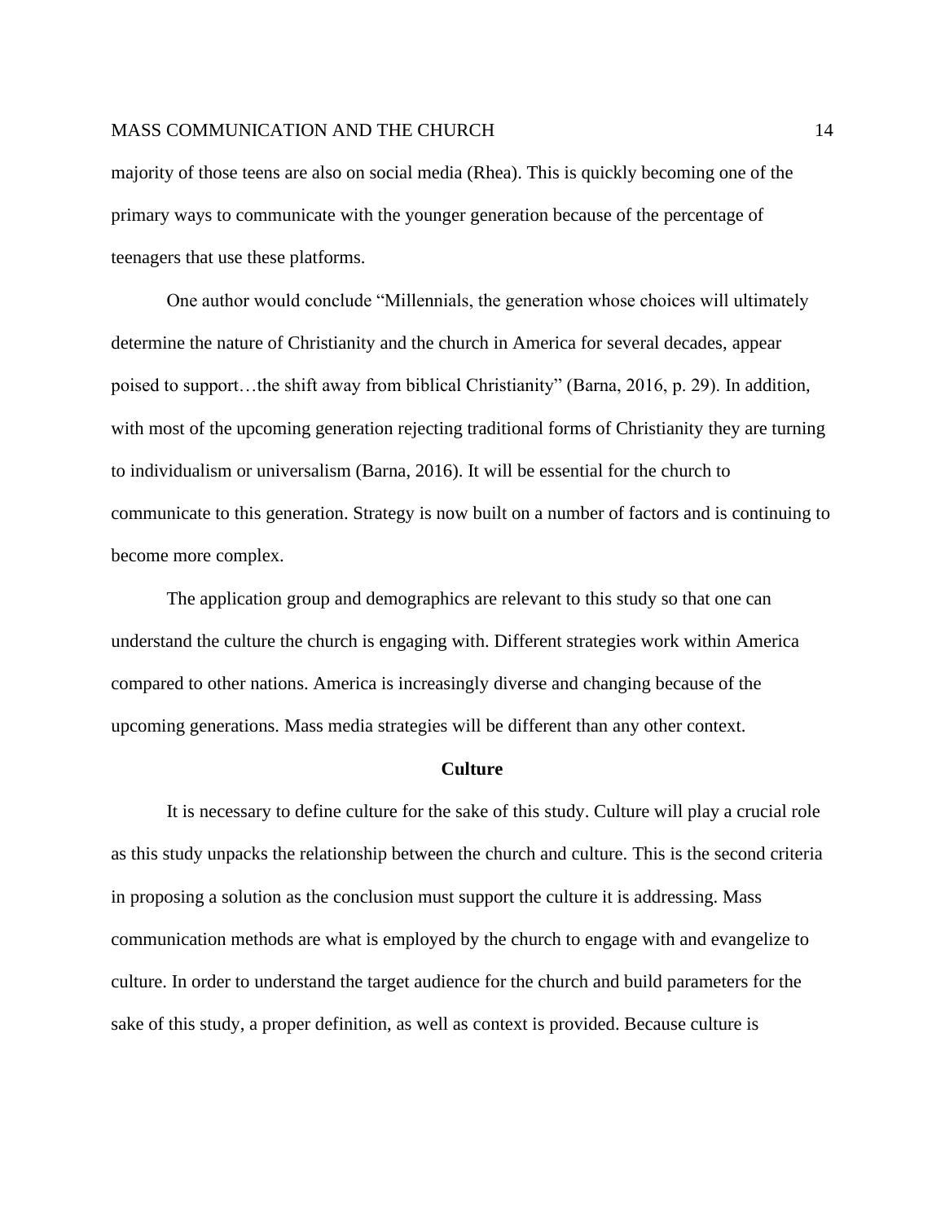majority of those teens are also on social media (Rhea). This is quickly becoming one of the primary ways to communicate with the younger generation because of the percentage of teenagers that use these platforms.

One author would conclude “Millennials, the generation whose choices will ultimately determine the nature of Christianity and the church in America for several decades, appear poised to support…the shift away from biblical Christianity” (Barna, 2016, p. 29). In addition, with most of the upcoming generation rejecting traditional forms of Christianity they are turning to individualism or universalism (Barna, 2016). It will be essential for the church to communicate to this generation. Strategy is now built on a number of factors and is continuing to become more complex.

The application group and demographics are relevant to this study so that one can understand the culture the church is engaging with. Different strategies work within America compared to other nations. America is increasingly diverse and changing because of the upcoming generations. Mass media strategies will be different than any other context.

## Culture

It is necessary to define culture for the sake of this study. Culture will play a crucial role as this study unpacks the relationship between the church and culture. This is the second criteria in proposing a solution as the conclusion must support the culture it is addressing. Mass communication methods are what is employed by the church to engage with and evangelize to culture. In order to understand the target audience for the church and build parameters for the sake of this study, a proper definition, as well as context is provided. Because culture is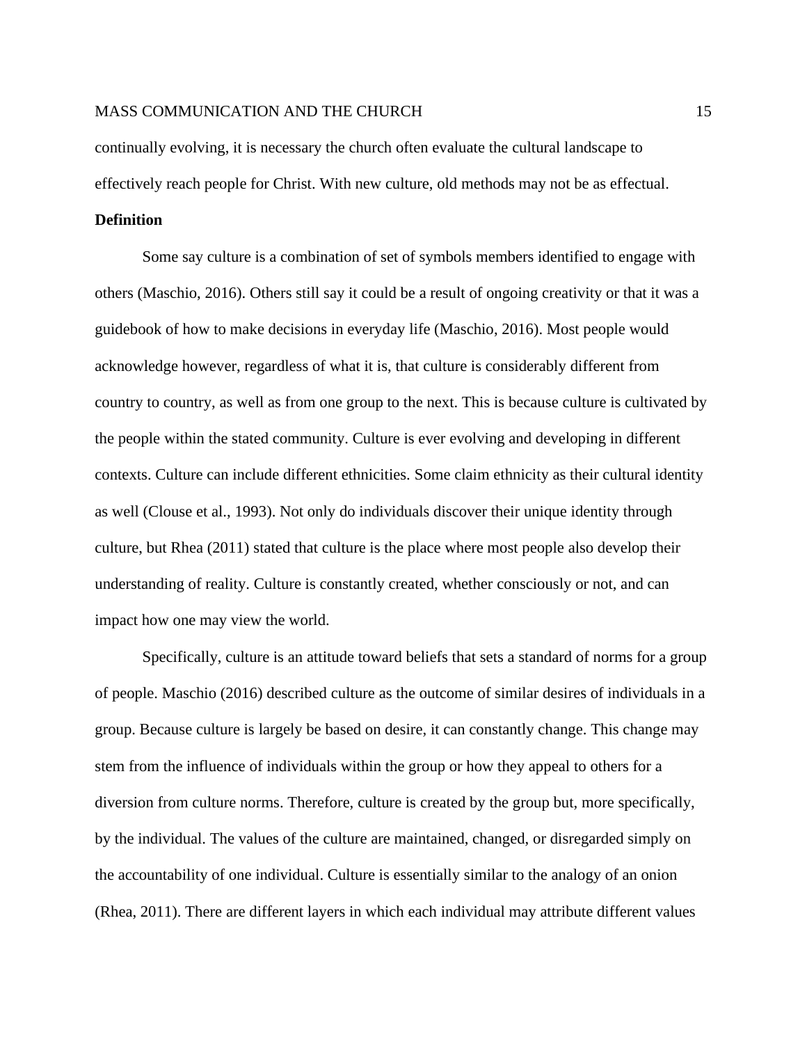continually evolving, it is necessary the church often evaluate the cultural landscape to effectively reach people for Christ. With new culture, old methods may not be as effectual.

**Definition**

Some say culture is a combination of set of symbols members identified to engage with others (Maschio, 2016). Others still say it could be a result of ongoing creativity or that it was a guidebook of how to make decisions in everyday life (Maschio, 2016). Most people would acknowledge however, regardless of what it is, that culture is considerably different from country to country, as well as from one group to the next. This is because culture is cultivated by the people within the stated community. Culture is ever evolving and developing in different contexts. Culture can include different ethnicities. Some claim ethnicity as their cultural identity as well (Clouse et al., 1993). Not only do individuals discover their unique identity through culture, but Rhea (2011) stated that culture is the place where most people also develop their understanding of reality. Culture is constantly created, whether consciously or not, and can impact how one may view the world.

Specifically, culture is an attitude toward beliefs that sets a standard of norms for a group of people. Maschio (2016) described culture as the outcome of similar desires of individuals in a group. Because culture is largely be based on desire, it can constantly change. This change may stem from the influence of individuals within the group or how they appeal to others for a diversion from culture norms. Therefore, culture is created by the group but, more specifically, by the individual. The values of the culture are maintained, changed, or disregarded simply on the accountability of one individual. Culture is essentially similar to the analogy of an onion (Rhea, 2011). There are different layers in which each individual may attribute different values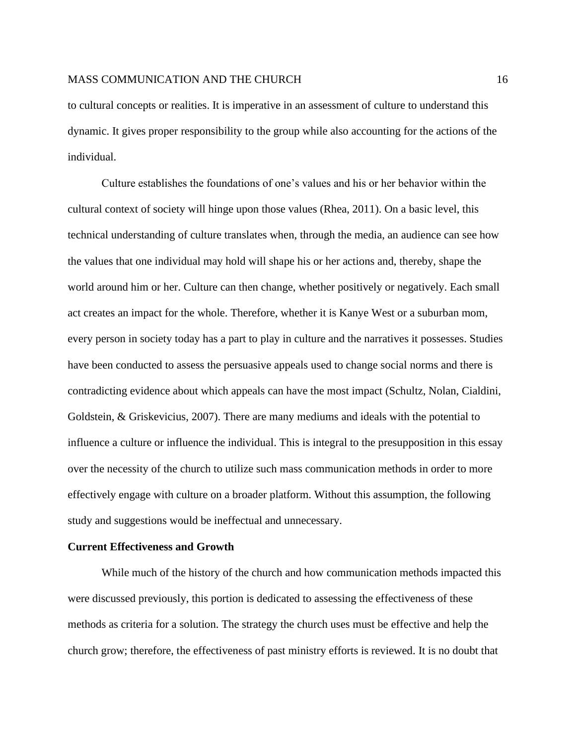to cultural concepts or realities. It is imperative in an assessment of culture to understand this dynamic. It gives proper responsibility to the group while also accounting for the actions of the individual.

Culture establishes the foundations of one's values and his or her behavior within the cultural context of society will hinge upon those values (Rhea, 2011). On a basic level, this technical understanding of culture translates when, through the media, an audience can see how the values that one individual may hold will shape his or her actions and, thereby, shape the world around him or her. Culture can then change, whether positively or negatively. Each small act creates an impact for the whole. Therefore, whether it is Kanye West or a suburban mom, every person in society today has a part to play in culture and the narratives it possesses. Studies have been conducted to assess the persuasive appeals used to change social norms and there is contradicting evidence about which appeals can have the most impact (Schultz, Nolan, Cialdini, Goldstein, & Griskevicius, 2007). There are many mediums and ideals with the potential to influence a culture or influence the individual. This is integral to the presupposition in this essay over the necessity of the church to utilize such mass communication methods in order to more effectively engage with culture on a broader platform. Without this assumption, the following study and suggestions would be ineffectual and unnecessary.

**Current Effectiveness and Growth**

While much of the history of the church and how communication methods impacted this were discussed previously, this portion is dedicated to assessing the effectiveness of these methods as criteria for a solution. The strategy the church uses must be effective and help the church grow; therefore, the effectiveness of past ministry efforts is reviewed. It is no doubt that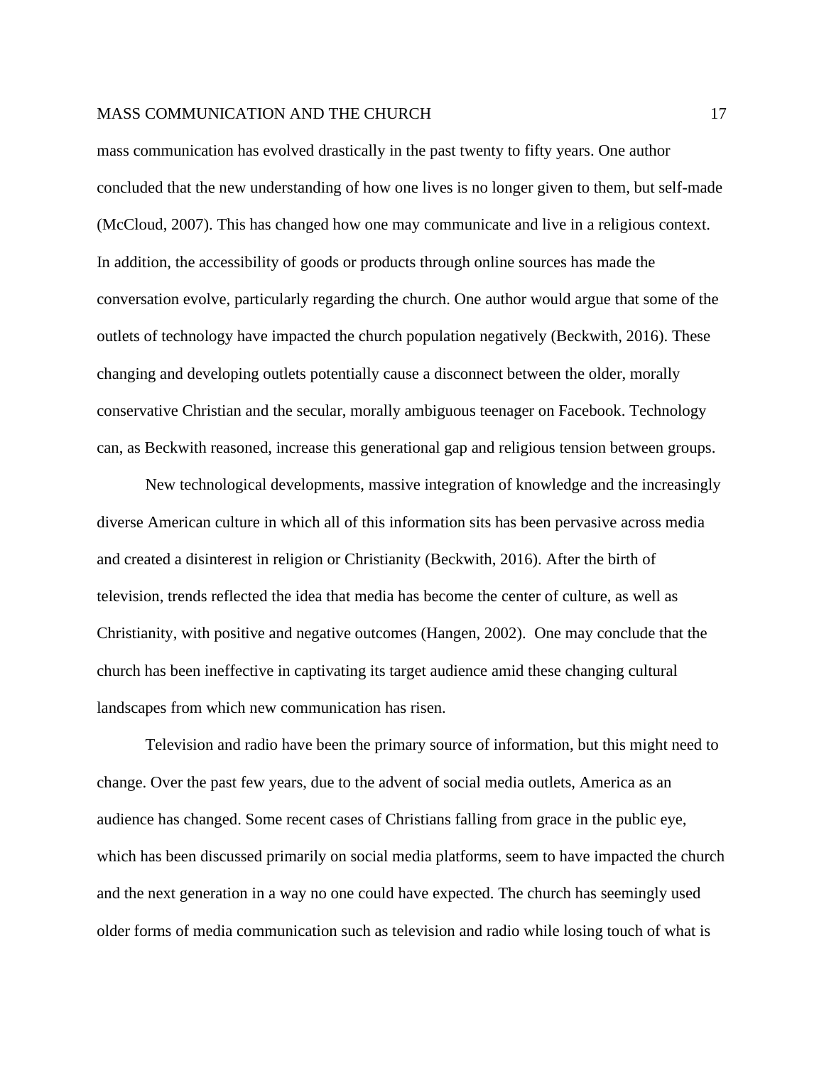mass communication has evolved drastically in the past twenty to fifty years. One author concluded that the new understanding of how one lives is no longer given to them, but self-made (McCloud, 2007). This has changed how one may communicate and live in a religious context. In addition, the accessibility of goods or products through online sources has made the conversation evolve, particularly regarding the church. One author would argue that some of the outlets of technology have impacted the church population negatively (Beckwith, 2016). These changing and developing outlets potentially cause a disconnect between the older, morally conservative Christian and the secular, morally ambiguous teenager on Facebook. Technology can, as Beckwith reasoned, increase this generational gap and religious tension between groups.

New technological developments, massive integration of knowledge and the increasingly diverse American culture in which all of this information sits has been pervasive across media and created a disinterest in religion or Christianity (Beckwith, 2016). After the birth of television, trends reflected the idea that media has become the center of culture, as well as Christianity, with positive and negative outcomes (Hangen, 2002). One may conclude that the church has been ineffective in captivating its target audience amid these changing cultural landscapes from which new communication has risen.

Television and radio have been the primary source of information, but this might need to change. Over the past few years, due to the advent of social media outlets, America as an audience has changed. Some recent cases of Christians falling from grace in the public eye, which has been discussed primarily on social media platforms, seem to have impacted the church and the next generation in a way no one could have expected. The church has seemingly used older forms of media communication such as television and radio while losing touch of what is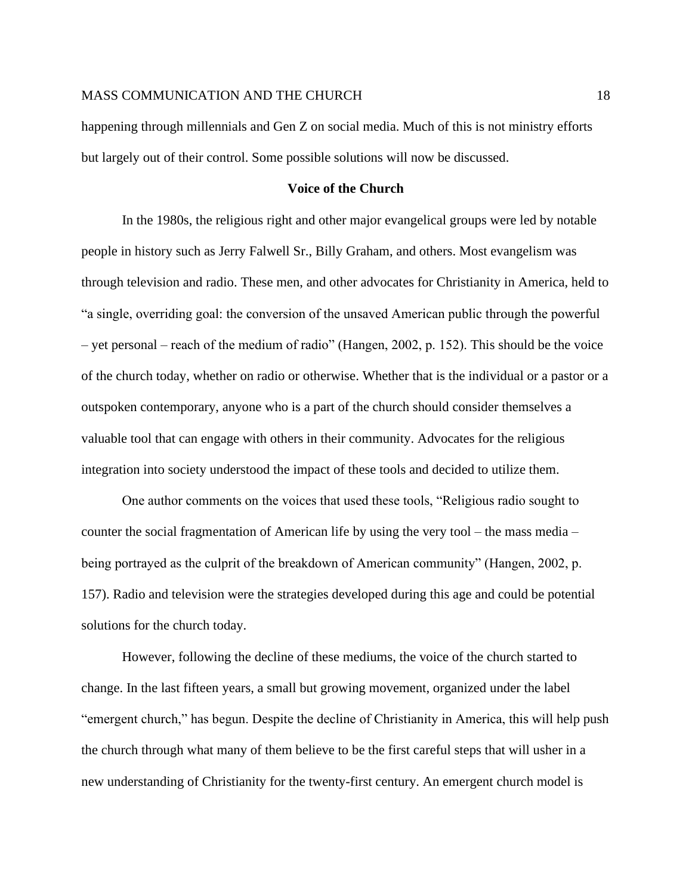happening through millennials and Gen Z on social media. Much of this is not ministry efforts but largely out of their control. Some possible solutions will now be discussed.

## Voice of the Church

In the 1980s, the religious right and other major evangelical groups were led by notable people in history such as Jerry Falwell Sr., Billy Graham, and others. Most evangelism was through television and radio. These men, and other advocates for Christianity in America, held to "a single, overriding goal: the conversion of the unsaved American public through the powerful – yet personal – reach of the medium of radio" (Hangen, 2002, p. 152). This should be the voice of the church today, whether on radio or otherwise. Whether that is the individual or a pastor or a outspoken contemporary, anyone who is a part of the church should consider themselves a valuable tool that can engage with others in their community. Advocates for the religious integration into society understood the impact of these tools and decided to utilize them.

One author comments on the voices that used these tools, "Religious radio sought to counter the social fragmentation of American life by using the very tool – the mass media – being portrayed as the culprit of the breakdown of American community" (Hangen, 2002, p. 157). Radio and television were the strategies developed during this age and could be potential solutions for the church today.

However, following the decline of these mediums, the voice of the church started to change. In the last fifteen years, a small but growing movement, organized under the label "emergent church," has begun. Despite the decline of Christianity in America, this will help push the church through what many of them believe to be the first careful steps that will usher in a new understanding of Christianity for the twenty-first century. An emergent church model is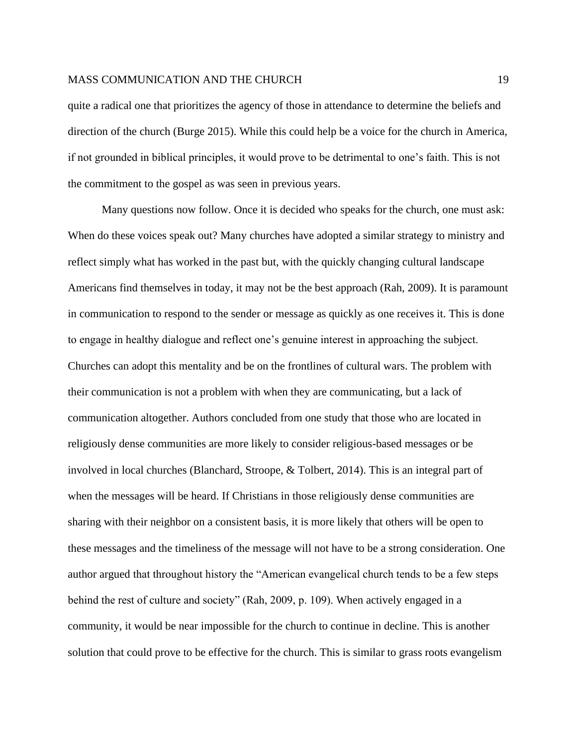quite a radical one that prioritizes the agency of those in attendance to determine the beliefs and direction of the church (Burge 2015). While this could help be a voice for the church in America, if not grounded in biblical principles, it would prove to be detrimental to one's faith. This is not the commitment to the gospel as was seen in previous years.

Many questions now follow. Once it is decided who speaks for the church, one must ask: When do these voices speak out? Many churches have adopted a similar strategy to ministry and reflect simply what has worked in the past but, with the quickly changing cultural landscape Americans find themselves in today, it may not be the best approach (Rah, 2009). It is paramount in communication to respond to the sender or message as quickly as one receives it. This is done to engage in healthy dialogue and reflect one's genuine interest in approaching the subject. Churches can adopt this mentality and be on the frontlines of cultural wars. The problem with their communication is not a problem with when they are communicating, but a lack of communication altogether. Authors concluded from one study that those who are located in religiously dense communities are more likely to consider religious-based messages or be involved in local churches (Blanchard, Stroope, & Tolbert, 2014). This is an integral part of when the messages will be heard. If Christians in those religiously dense communities are sharing with their neighbor on a consistent basis, it is more likely that others will be open to these messages and the timeliness of the message will not have to be a strong consideration. One author argued that throughout history the "American evangelical church tends to be a few steps behind the rest of culture and society" (Rah, 2009, p. 109). When actively engaged in a community, it would be near impossible for the church to continue in decline. This is another solution that could prove to be effective for the church. This is similar to grass roots evangelism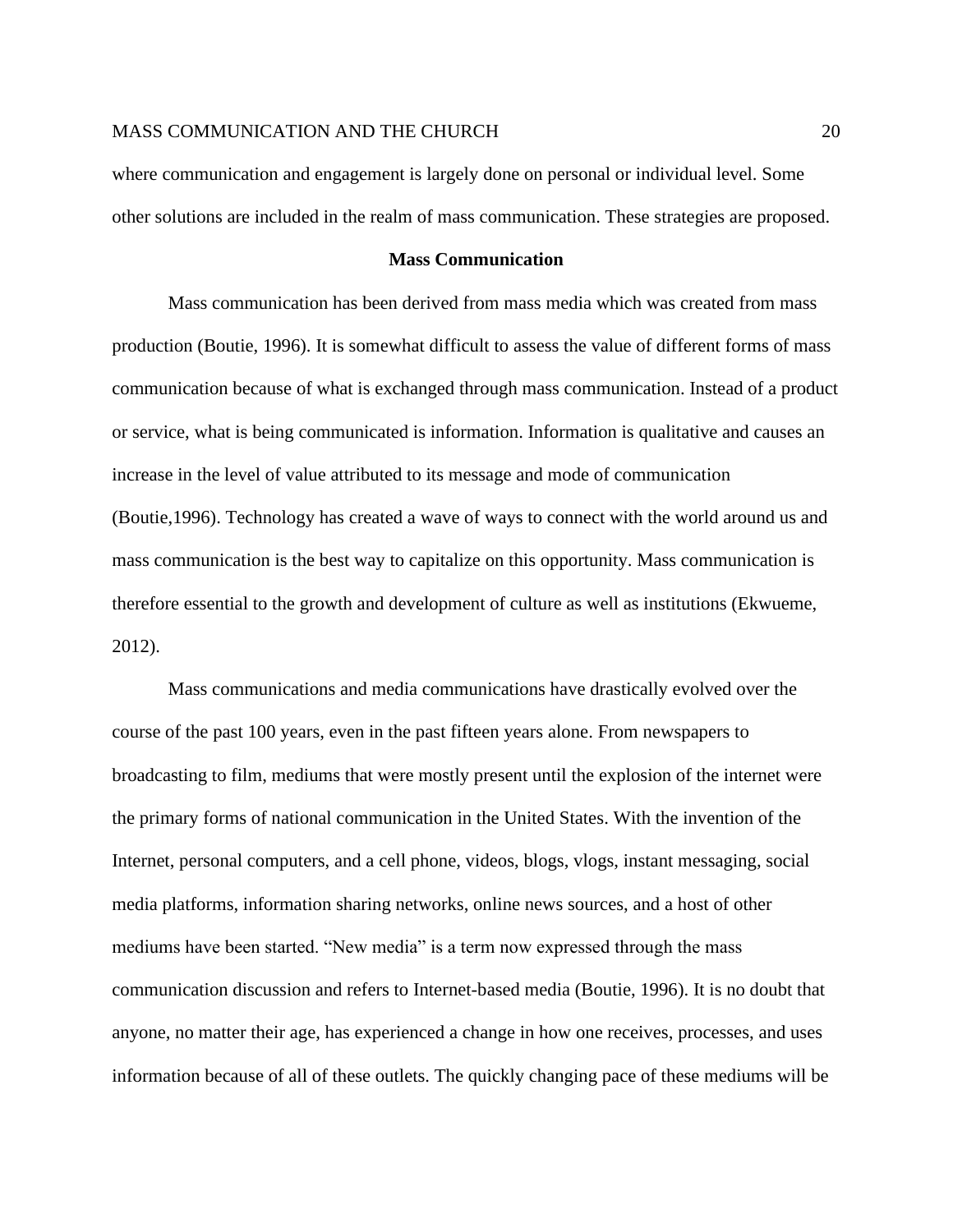where communication and engagement is largely done on personal or individual level. Some other solutions are included in the realm of mass communication. These strategies are proposed.

## Mass Communication

Mass communication has been derived from mass media which was created from mass production (Boutie, 1996). It is somewhat difficult to assess the value of different forms of mass communication because of what is exchanged through mass communication. Instead of a product or service, what is being communicated is information. Information is qualitative and causes an increase in the level of value attributed to its message and mode of communication (Boutie,1996). Technology has created a wave of ways to connect with the world around us and mass communication is the best way to capitalize on this opportunity. Mass communication is therefore essential to the growth and development of culture as well as institutions (Ekwueme, 2012).

Mass communications and media communications have drastically evolved over the course of the past 100 years, even in the past fifteen years alone. From newspapers to broadcasting to film, mediums that were mostly present until the explosion of the internet were the primary forms of national communication in the United States. With the invention of the Internet, personal computers, and a cell phone, videos, blogs, vlogs, instant messaging, social media platforms, information sharing networks, online news sources, and a host of other mediums have been started. "New media" is a term now expressed through the mass communication discussion and refers to Internet-based media (Boutie, 1996). It is no doubt that anyone, no matter their age, has experienced a change in how one receives, processes, and uses information because of all of these outlets. The quickly changing pace of these mediums will be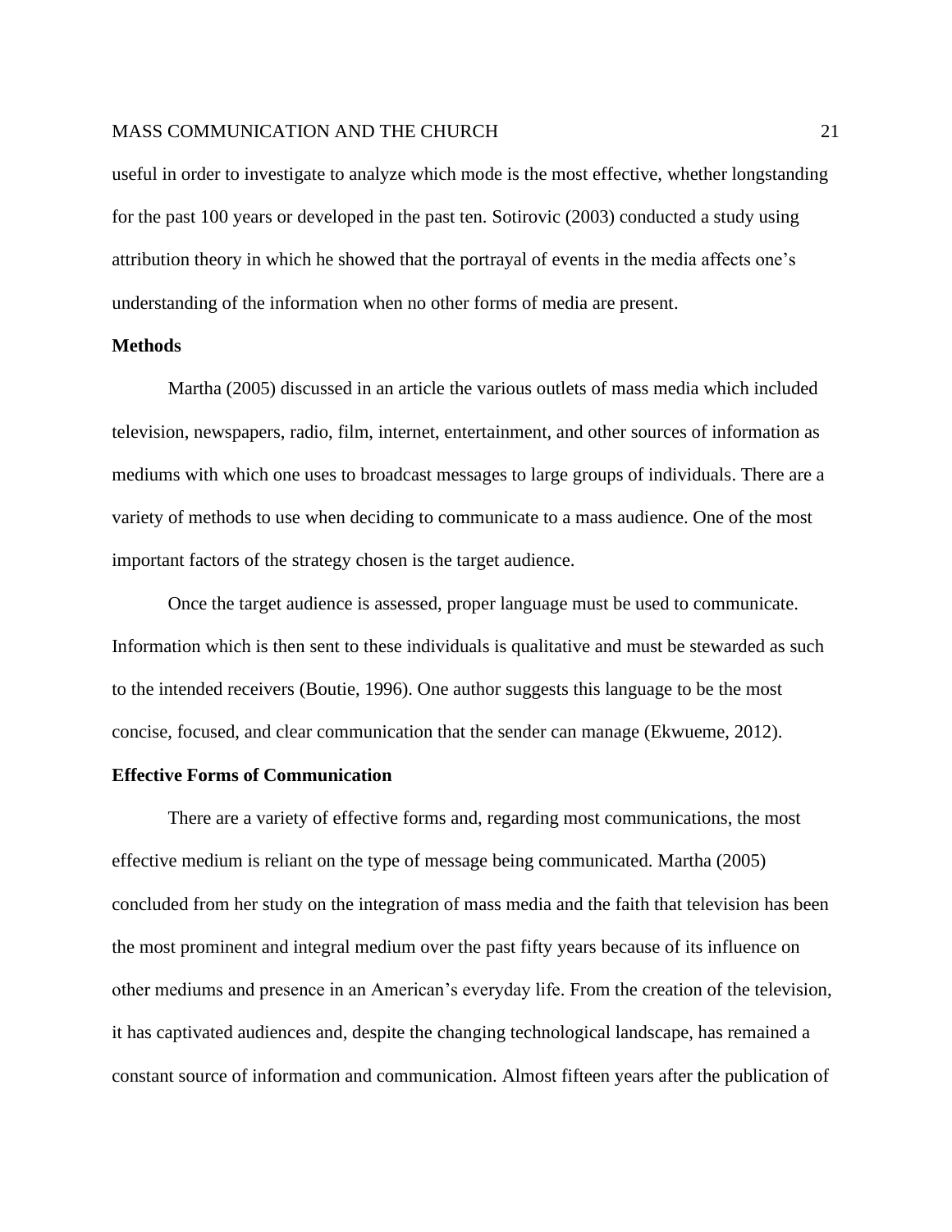useful in order to investigate to analyze which mode is the most effective, whether longstanding for the past 100 years or developed in the past ten. Sotirovic (2003) conducted a study using attribution theory in which he showed that the portrayal of events in the media affects one's understanding of the information when no other forms of media are present.

**Methods**

Martha (2005) discussed in an article the various outlets of mass media which included television, newspapers, radio, film, internet, entertainment, and other sources of information as mediums with which one uses to broadcast messages to large groups of individuals. There are a variety of methods to use when deciding to communicate to a mass audience. One of the most important factors of the strategy chosen is the target audience.

Once the target audience is assessed, proper language must be used to communicate. Information which is then sent to these individuals is qualitative and must be stewarded as such to the intended receivers (Boutie, 1996). One author suggests this language to be the most concise, focused, and clear communication that the sender can manage (Ekwueme, 2012).

**Effective Forms of Communication**

There are a variety of effective forms and, regarding most communications, the most effective medium is reliant on the type of message being communicated. Martha (2005) concluded from her study on the integration of mass media and the faith that television has been the most prominent and integral medium over the past fifty years because of its influence on other mediums and presence in an American's everyday life. From the creation of the television, it has captivated audiences and, despite the changing technological landscape, has remained a constant source of information and communication. Almost fifteen years after the publication of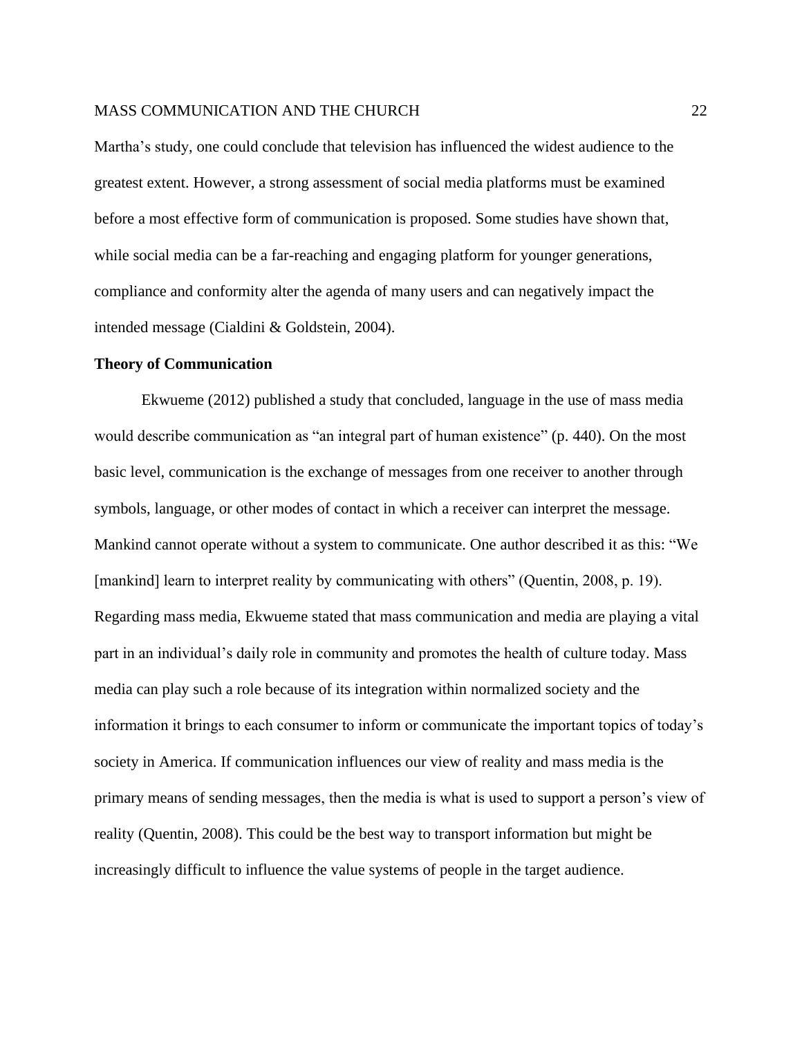Martha's study, one could conclude that television has influenced the widest audience to the greatest extent. However, a strong assessment of social media platforms must be examined before a most effective form of communication is proposed. Some studies have shown that, while social media can be a far-reaching and engaging platform for younger generations, compliance and conformity alter the agenda of many users and can negatively impact the intended message (Cialdini & Goldstein, 2004).

**Theory of Communication**

Ekwueme (2012) published a study that concluded, language in the use of mass media would describe communication as "an integral part of human existence" (p. 440). On the most basic level, communication is the exchange of messages from one receiver to another through symbols, language, or other modes of contact in which a receiver can interpret the message. Mankind cannot operate without a system to communicate. One author described it as this: "We [mankind] learn to interpret reality by communicating with others" (Quentin, 2008, p. 19). Regarding mass media, Ekwueme stated that mass communication and media are playing a vital part in an individual's daily role in community and promotes the health of culture today. Mass media can play such a role because of its integration within normalized society and the information it brings to each consumer to inform or communicate the important topics of today's society in America. If communication influences our view of reality and mass media is the primary means of sending messages, then the media is what is used to support a person's view of reality (Quentin, 2008). This could be the best way to transport information but might be increasingly difficult to influence the value systems of people in the target audience.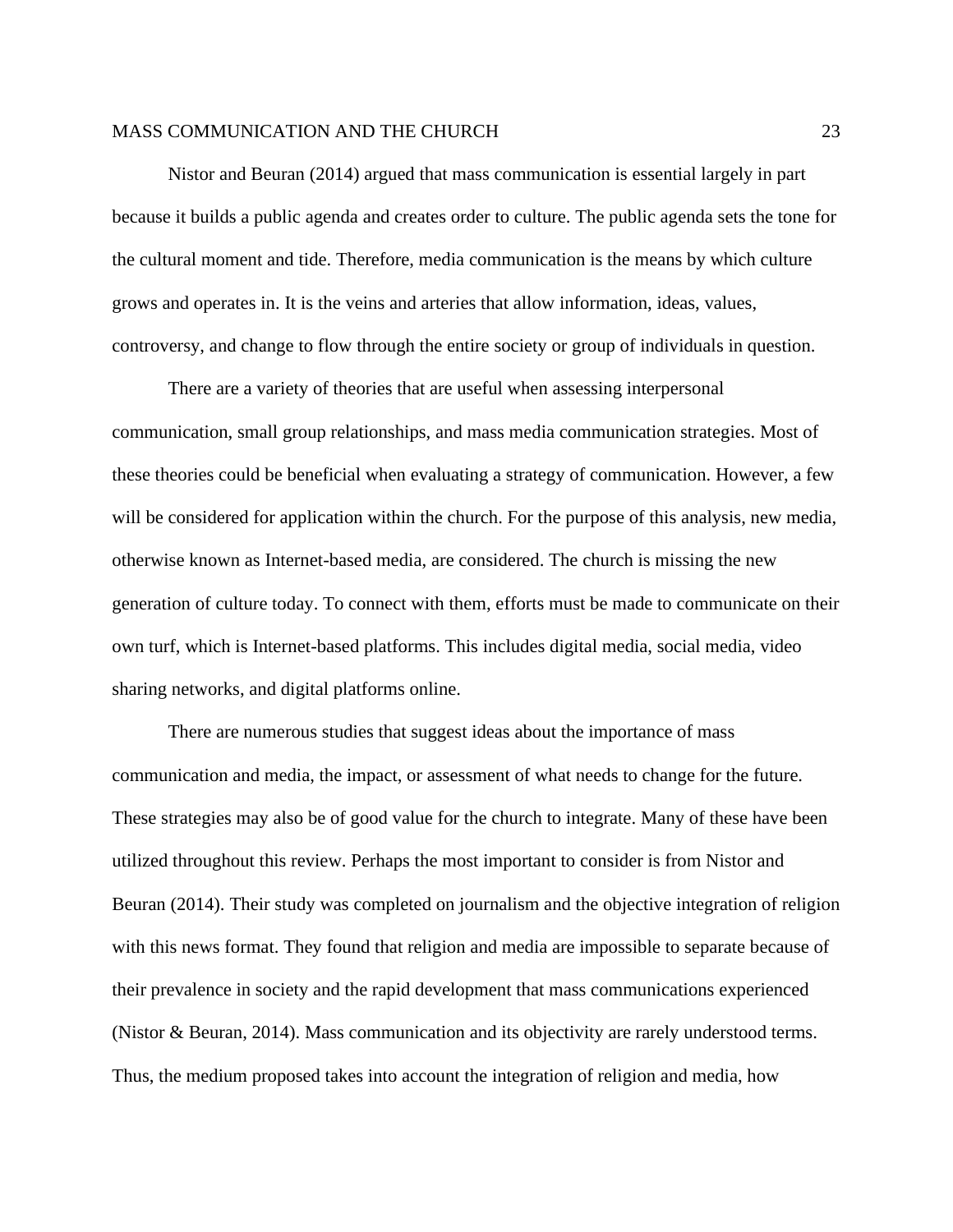Nistor and Beuran (2014) argued that mass communication is essential largely in part because it builds a public agenda and creates order to culture. The public agenda sets the tone for the cultural moment and tide. Therefore, media communication is the means by which culture grows and operates in. It is the veins and arteries that allow information, ideas, values, controversy, and change to flow through the entire society or group of individuals in question.

There are a variety of theories that are useful when assessing interpersonal communication, small group relationships, and mass media communication strategies. Most of these theories could be beneficial when evaluating a strategy of communication. However, a few will be considered for application within the church. For the purpose of this analysis, new media, otherwise known as Internet-based media, are considered. The church is missing the new generation of culture today. To connect with them, efforts must be made to communicate on their own turf, which is Internet-based platforms. This includes digital media, social media, video sharing networks, and digital platforms online.

There are numerous studies that suggest ideas about the importance of mass communication and media, the impact, or assessment of what needs to change for the future. These strategies may also be of good value for the church to integrate. Many of these have been utilized throughout this review. Perhaps the most important to consider is from Nistor and Beuran (2014). Their study was completed on journalism and the objective integration of religion with this news format. They found that religion and media are impossible to separate because of their prevalence in society and the rapid development that mass communications experienced (Nistor & Beuran, 2014). Mass communication and its objectivity are rarely understood terms. Thus, the medium proposed takes into account the integration of religion and media, how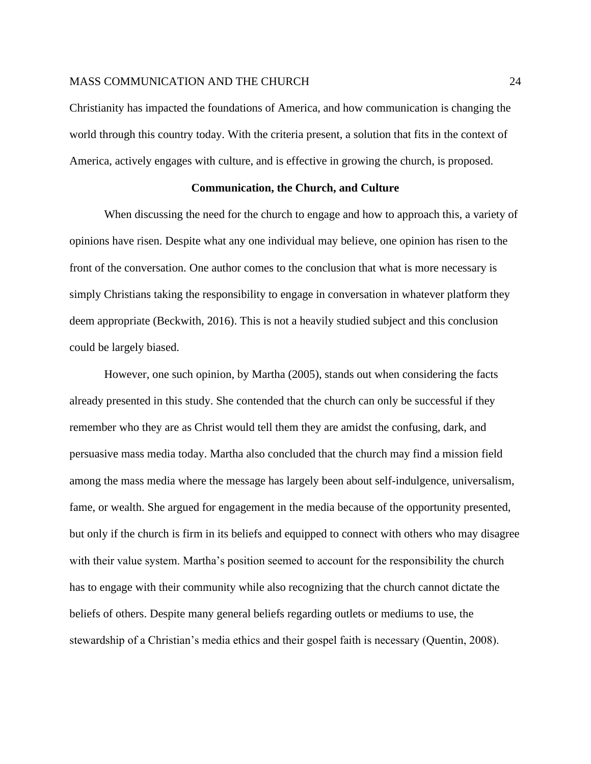Christianity has impacted the foundations of America, and how communication is changing the world through this country today. With the criteria present, a solution that fits in the context of America, actively engages with culture, and is effective in growing the church, is proposed.

## Communication, the Church, and Culture

When discussing the need for the church to engage and how to approach this, a variety of opinions have risen. Despite what any one individual may believe, one opinion has risen to the front of the conversation. One author comes to the conclusion that what is more necessary is simply Christians taking the responsibility to engage in conversation in whatever platform they deem appropriate (Beckwith, 2016). This is not a heavily studied subject and this conclusion could be largely biased.

However, one such opinion, by Martha (2005), stands out when considering the facts already presented in this study. She contended that the church can only be successful if they remember who they are as Christ would tell them they are amidst the confusing, dark, and persuasive mass media today. Martha also concluded that the church may find a mission field among the mass media where the message has largely been about self-indulgence, universalism, fame, or wealth. She argued for engagement in the media because of the opportunity presented, but only if the church is firm in its beliefs and equipped to connect with others who may disagree with their value system. Martha's position seemed to account for the responsibility the church has to engage with their community while also recognizing that the church cannot dictate the beliefs of others. Despite many general beliefs regarding outlets or mediums to use, the stewardship of a Christian's media ethics and their gospel faith is necessary (Quentin, 2008).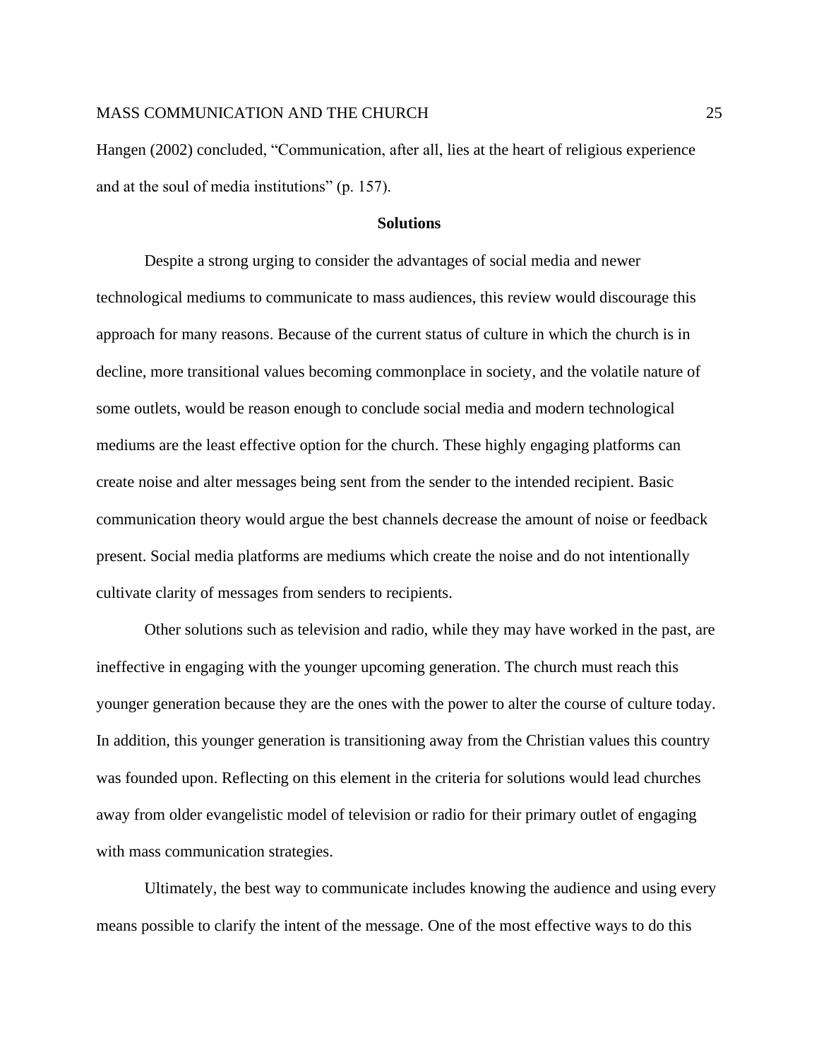Hangen (2002) concluded, “Communication, after all, lies at the heart of religious experience and at the soul of media institutions” (p. 157).

## Solutions

Despite a strong urging to consider the advantages of social media and newer technological mediums to communicate to mass audiences, this review would discourage this approach for many reasons. Because of the current status of culture in which the church is in decline, more transitional values becoming commonplace in society, and the volatile nature of some outlets, would be reason enough to conclude social media and modern technological mediums are the least effective option for the church. These highly engaging platforms can create noise and alter messages being sent from the sender to the intended recipient. Basic communication theory would argue the best channels decrease the amount of noise or feedback present. Social media platforms are mediums which create the noise and do not intentionally cultivate clarity of messages from senders to recipients.

Other solutions such as television and radio, while they may have worked in the past, are ineffective in engaging with the younger upcoming generation. The church must reach this younger generation because they are the ones with the power to alter the course of culture today. In addition, this younger generation is transitioning away from the Christian values this country was founded upon. Reflecting on this element in the criteria for solutions would lead churches away from older evangelistic model of television or radio for their primary outlet of engaging with mass communication strategies.

Ultimately, the best way to communicate includes knowing the audience and using every means possible to clarify the intent of the message. One of the most effective ways to do this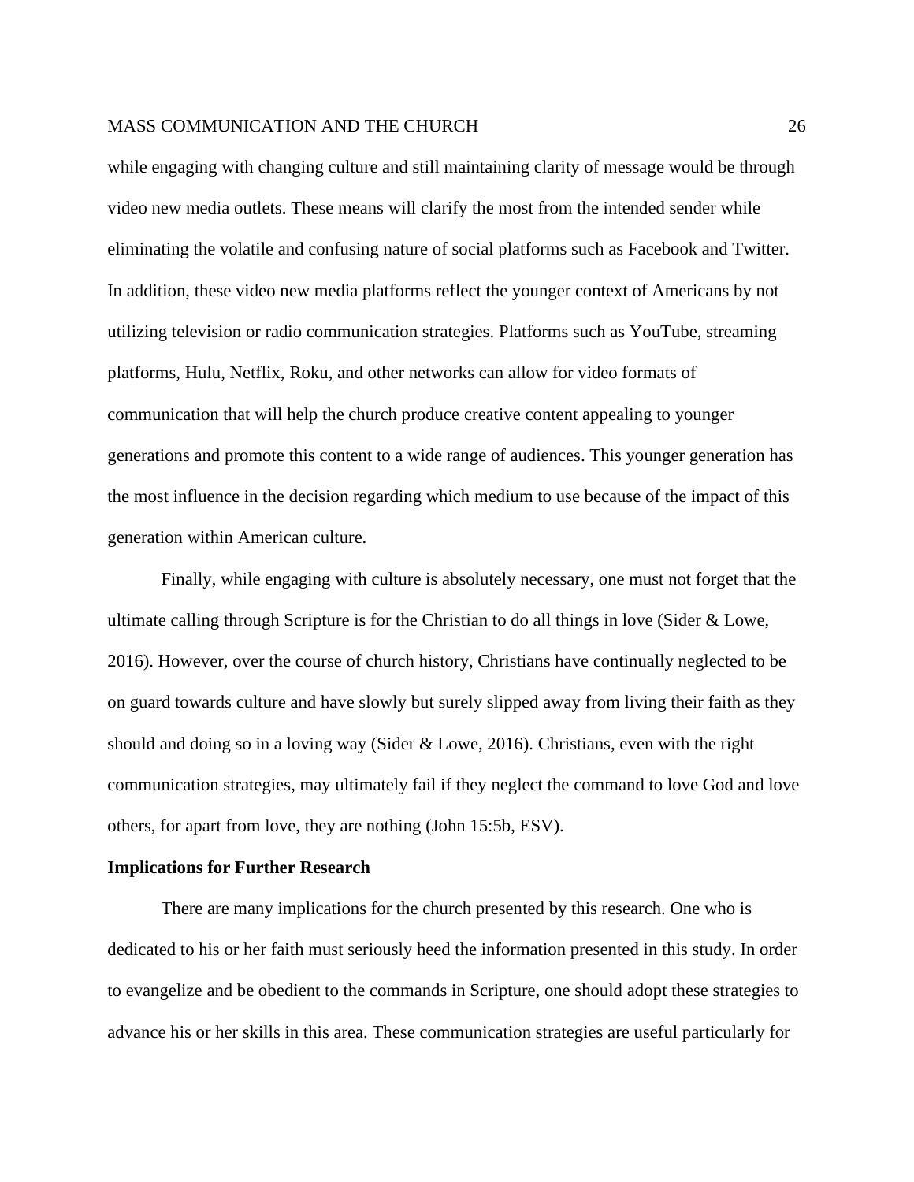while engaging with changing culture and still maintaining clarity of message would be through video new media outlets. These means will clarify the most from the intended sender while eliminating the volatile and confusing nature of social platforms such as Facebook and Twitter. In addition, these video new media platforms reflect the younger context of Americans by not utilizing television or radio communication strategies. Platforms such as YouTube, streaming platforms, Hulu, Netflix, Roku, and other networks can allow for video formats of communication that will help the church produce creative content appealing to younger generations and promote this content to a wide range of audiences. This younger generation has the most influence in the decision regarding which medium to use because of the impact of this generation within American culture.

Finally, while engaging with culture is absolutely necessary, one must not forget that the ultimate calling through Scripture is for the Christian to do all things in love (Sider & Lowe, 2016). However, over the course of church history, Christians have continually neglected to be on guard towards culture and have slowly but surely slipped away from living their faith as they should and doing so in a loving way (Sider & Lowe, 2016). Christians, even with the right communication strategies, may ultimately fail if they neglect the command to love God and love others, for apart from love, they are nothing (John 15:5b, ESV).

**Implications for Further Research**

There are many implications for the church presented by this research. One who is dedicated to his or her faith must seriously heed the information presented in this study. In order to evangelize and be obedient to the commands in Scripture, one should adopt these strategies to advance his or her skills in this area. These communication strategies are useful particularly for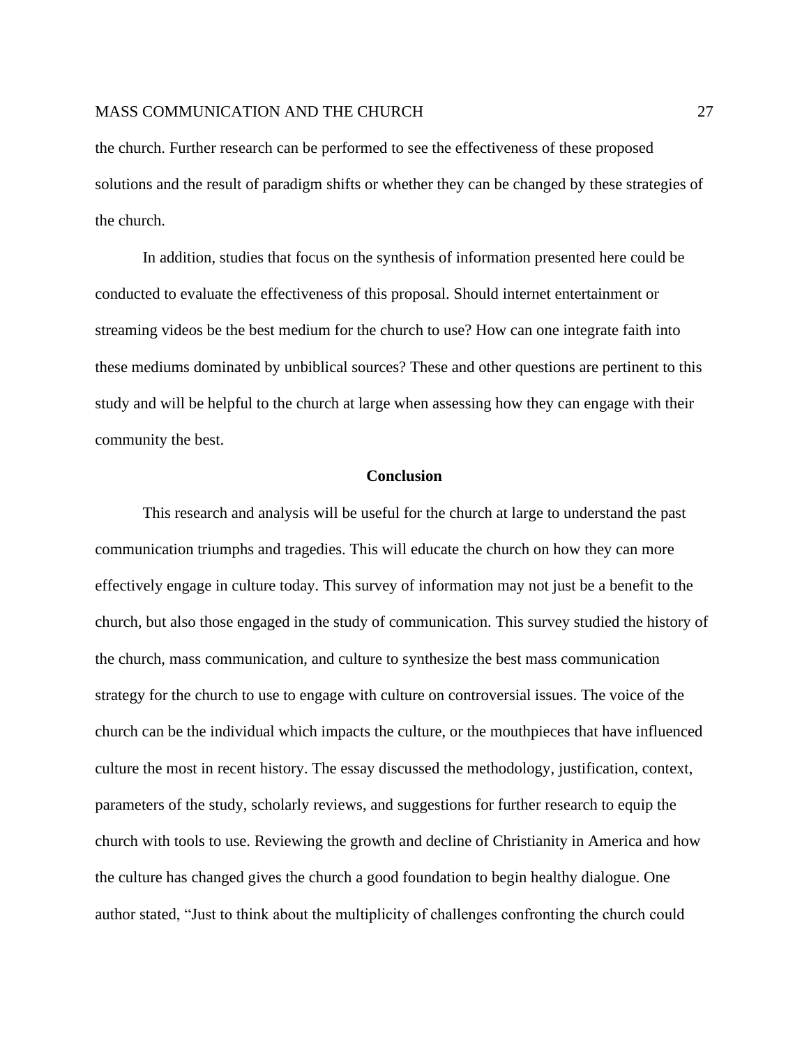the church. Further research can be performed to see the effectiveness of these proposed solutions and the result of paradigm shifts or whether they can be changed by these strategies of the church.

In addition, studies that focus on the synthesis of information presented here could be conducted to evaluate the effectiveness of this proposal. Should internet entertainment or streaming videos be the best medium for the church to use? How can one integrate faith into these mediums dominated by unbiblical sources? These and other questions are pertinent to this study and will be helpful to the church at large when assessing how they can engage with their community the best.

## Conclusion

This research and analysis will be useful for the church at large to understand the past communication triumphs and tragedies. This will educate the church on how they can more effectively engage in culture today. This survey of information may not just be a benefit to the church, but also those engaged in the study of communication. This survey studied the history of the church, mass communication, and culture to synthesize the best mass communication strategy for the church to use to engage with culture on controversial issues. The voice of the church can be the individual which impacts the culture, or the mouthpieces that have influenced culture the most in recent history. The essay discussed the methodology, justification, context, parameters of the study, scholarly reviews, and suggestions for further research to equip the church with tools to use. Reviewing the growth and decline of Christianity in America and how the culture has changed gives the church a good foundation to begin healthy dialogue. One author stated, "Just to think about the multiplicity of challenges confronting the church could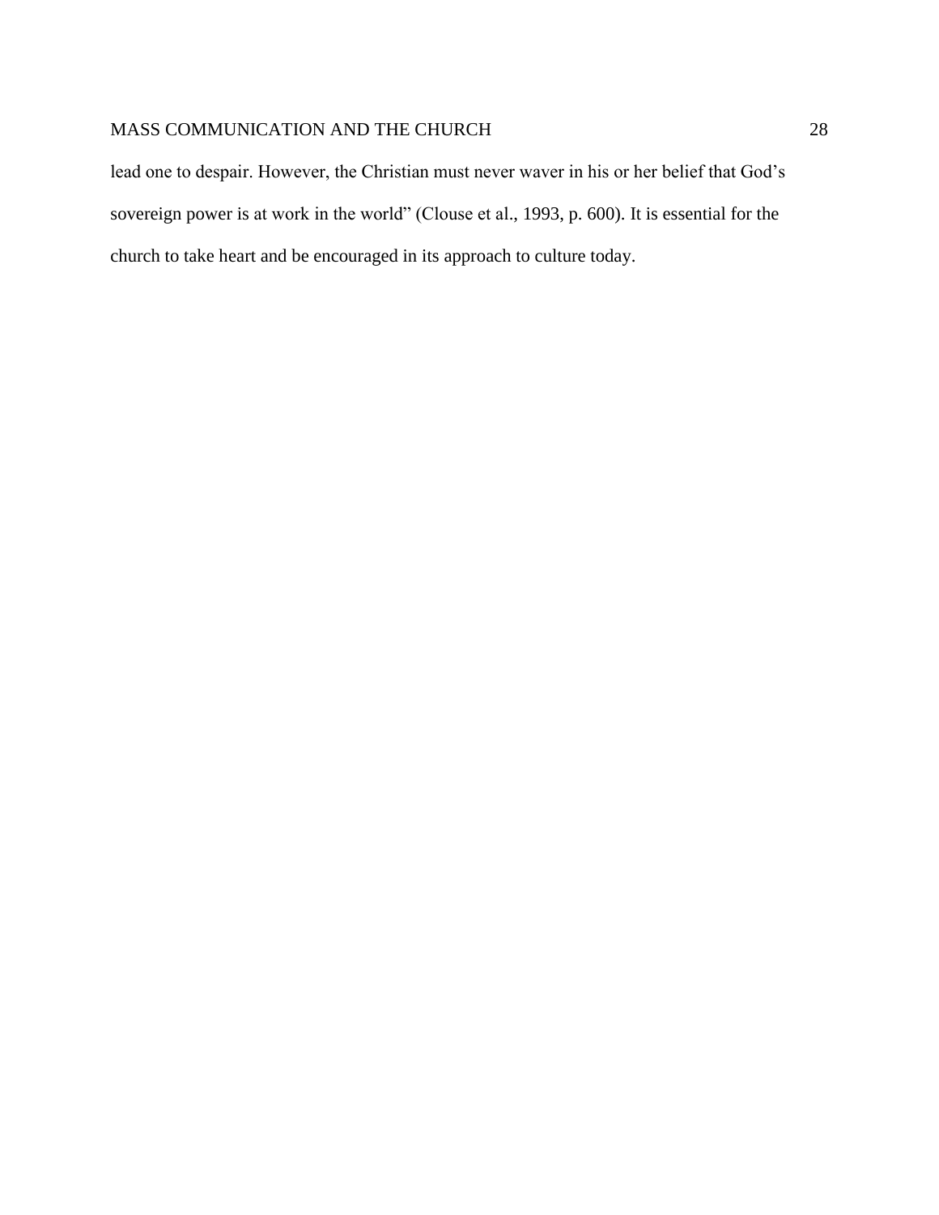lead one to despair. However, the Christian must never waver in his or her belief that God's sovereign power is at work in the world" (Clouse et al., 1993, p. 600). It is essential for the church to take heart and be encouraged in its approach to culture today.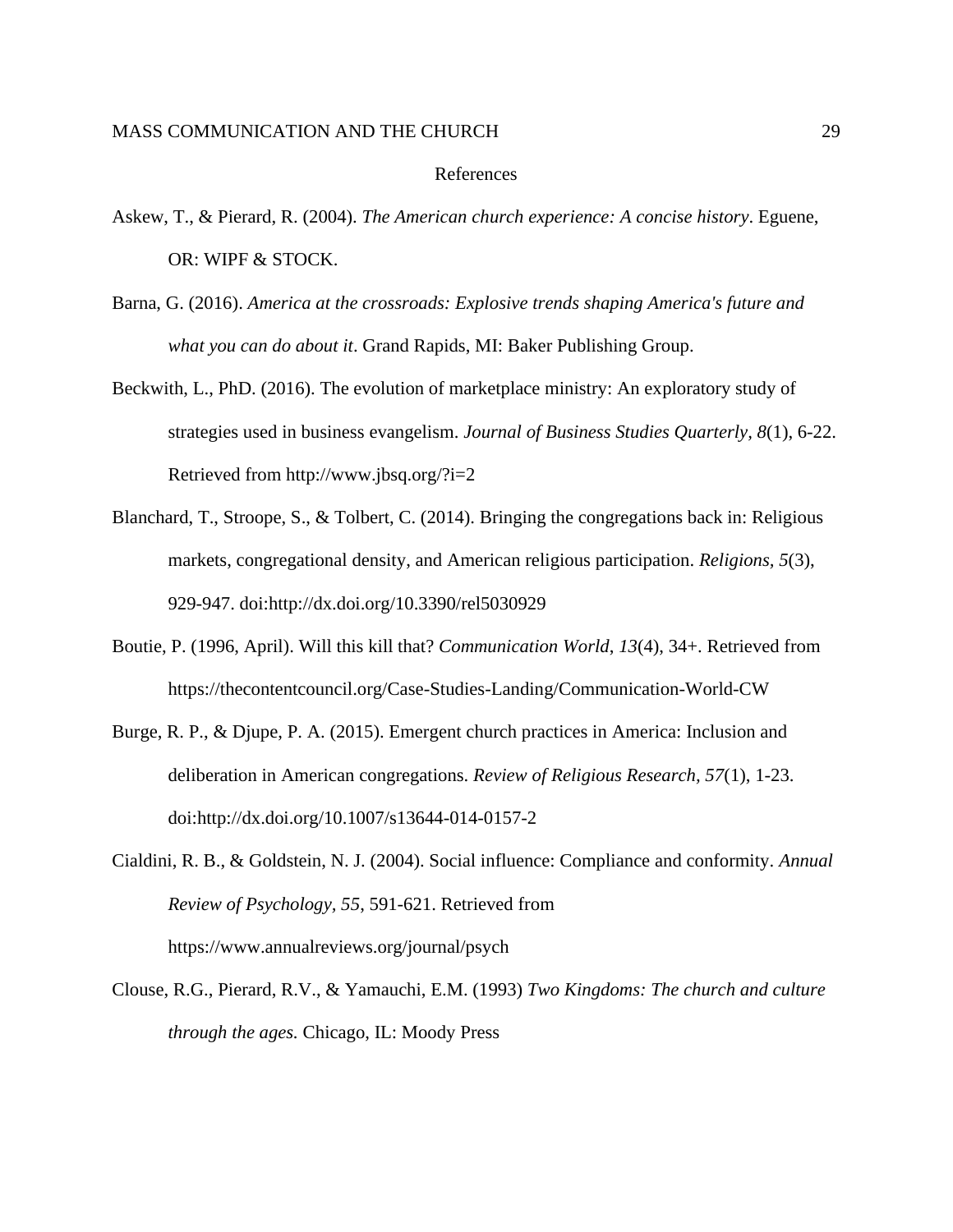# References

Askew, T., & Pierard, R. (2004). *The American church experience: A concise history*. Eguene, OR: WIPF & STOCK.

Barna, G. (2016). *America at the crossroads: Explosive trends shaping America's future and what you can do about it*. Grand Rapids, MI: Baker Publishing Group.

Beckwith, L., PhD. (2016). The evolution of marketplace ministry: An exploratory study of strategies used in business evangelism. *Journal of Business Studies Quarterly, 8*(1), 6-22. Retrieved from http://www.jbsq.org/?i=2

Blanchard, T., Stroope, S., & Tolbert, C. (2014). Bringing the congregations back in: Religious markets, congregational density, and American religious participation. *Religions, 5*(3), 929-947. doi:http://dx.doi.org/10.3390/rel5030929

Boutie, P. (1996, April). Will this kill that? *Communication World*, *13*(4), 34+. Retrieved from https://thecontentcouncil.org/Case-Studies-Landing/Communication-World-CW

Burge, R. P., & Djupe, P. A. (2015). Emergent church practices in America: Inclusion and deliberation in American congregations. *Review of Religious Research, 57*(1), 1-23. doi:http://dx.doi.org/10.1007/s13644-014-0157-2

Cialdini, R. B., & Goldstein, N. J. (2004). Social influence: Compliance and conformity. *Annual Review of Psychology, 55*, 591-621. Retrieved from https://www.annualreviews.org/journal/psych

Clouse, R.G., Pierard, R.V., & Yamauchi, E.M. (1993) *Two Kingdoms: The church and culture through the ages.* Chicago, IL: Moody Press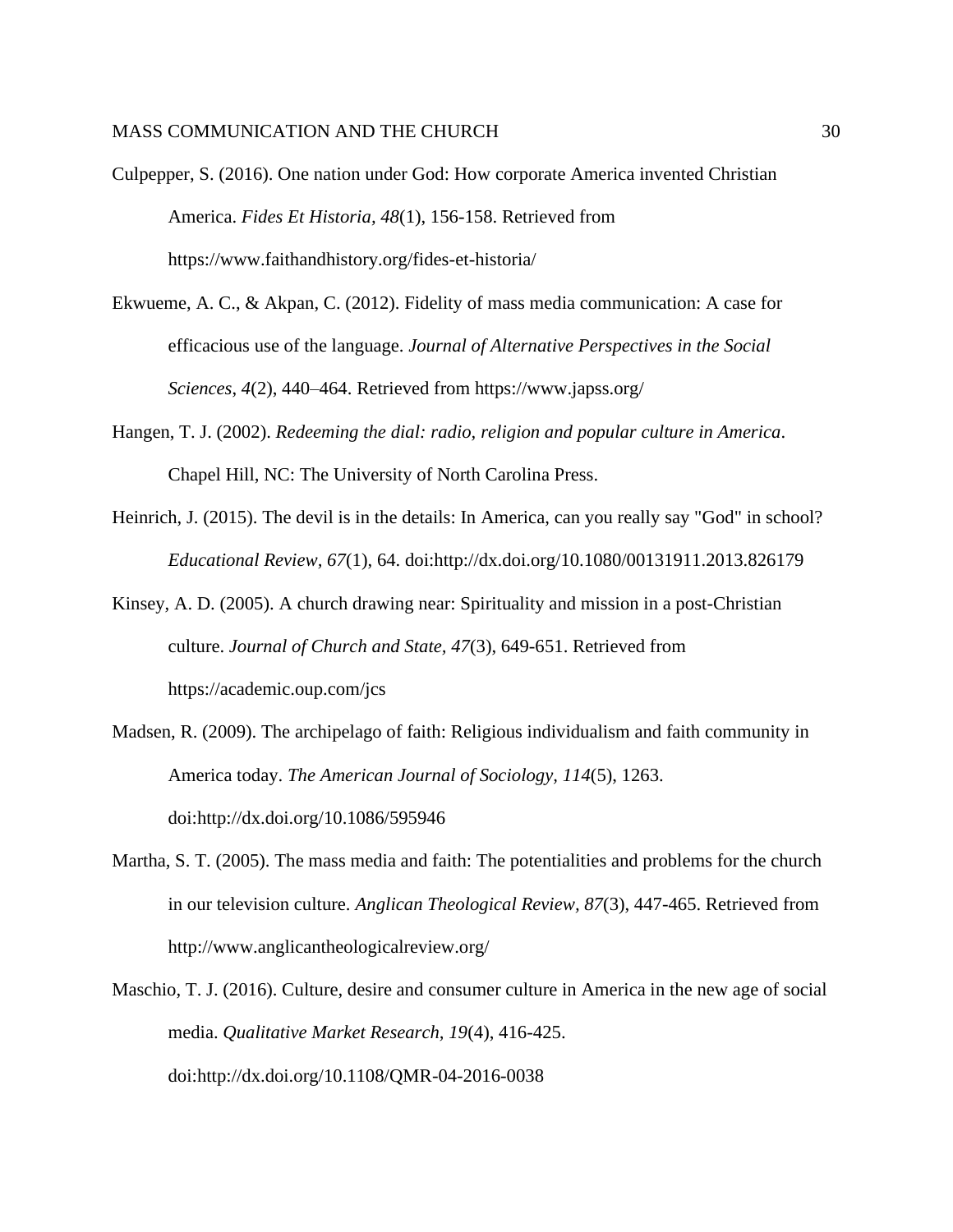Culpepper, S. (2016). One nation under God: How corporate America invented Christian America. *Fides Et Historia, 48*(1), 156-158. Retrieved from https://www.faithandhistory.org/fides-et-historia/

Ekwueme, A. C., & Akpan, C. (2012). Fidelity of mass media communication: A case for efficacious use of the language. *Journal of Alternative Perspectives in the Social Sciences*, *4*(2), 440–464. Retrieved from https://www.japss.org/

Hangen, T. J. (2002). *Redeeming the dial: radio, religion and popular culture in America*. Chapel Hill, NC: The University of North Carolina Press.

Heinrich, J. (2015). The devil is in the details: In America, can you really say "God" in school? *Educational Review, 67*(1), 64. doi:http://dx.doi.org/10.1080/00131911.2013.826179

Kinsey, A. D. (2005). A church drawing near: Spirituality and mission in a post-Christian culture. *Journal of Church and State, 47*(3), 649-651. Retrieved from https://academic.oup.com/jcs

Madsen, R. (2009). The archipelago of faith: Religious individualism and faith community in America today. *The American Journal of Sociology, 114*(5), 1263. doi:http://dx.doi.org/10.1086/595946

Martha, S. T. (2005). The mass media and faith: The potentialities and problems for the church in our television culture. *Anglican Theological Review, 87*(3), 447-465. Retrieved from http://www.anglicantheologicalreview.org/

Maschio, T. J. (2016). Culture, desire and consumer culture in America in the new age of social media. *Qualitative Market Research, 19*(4), 416-425. doi:http://dx.doi.org/10.1108/QMR-04-2016-0038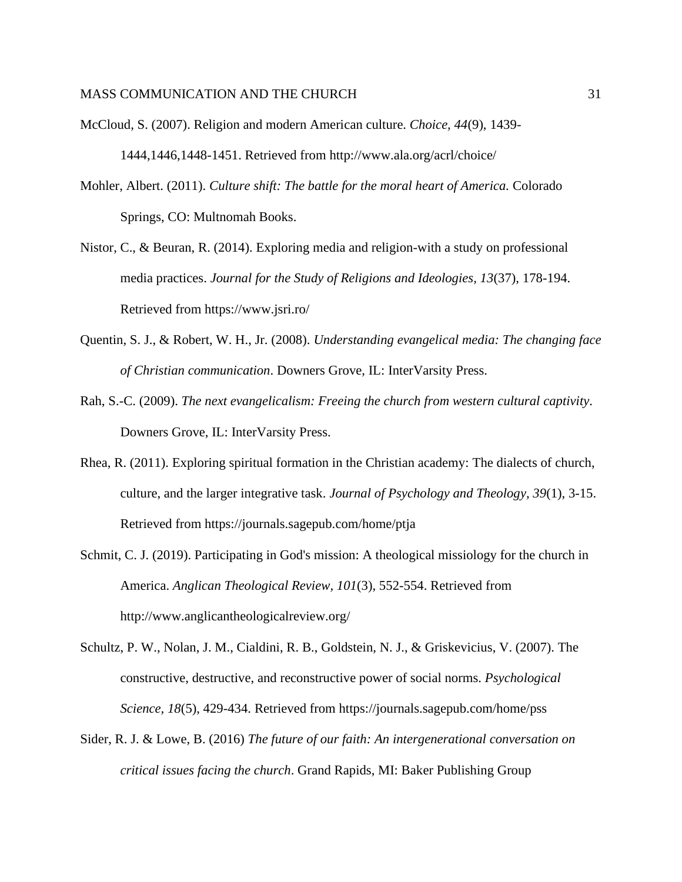McCloud, S. (2007). Religion and modern American culture. *Choice, 44*(9), 1439-1444,1446,1448-1451. Retrieved from http://www.ala.org/acrl/choice/

Mohler, Albert. (2011). *Culture shift: The battle for the moral heart of America.* Colorado Springs, CO: Multnomah Books.

Nistor, C., & Beuran, R. (2014). Exploring media and religion-with a study on professional media practices. *Journal for the Study of Religions and Ideologies, 13*(37), 178-194. Retrieved from https://www.jsri.ro/

Quentin, S. J., & Robert, W. H., Jr. (2008). *Understanding evangelical media: The changing face of Christian communication*. Downers Grove, IL: InterVarsity Press.

Rah, S.-C. (2009). *The next evangelicalism: Freeing the church from western cultural captivity*. Downers Grove, IL: InterVarsity Press.

Rhea, R. (2011). Exploring spiritual formation in the Christian academy: The dialects of church, culture, and the larger integrative task. *Journal of Psychology and Theology, 39*(1), 3-15. Retrieved from https://journals.sagepub.com/home/ptja

Schmit, C. J. (2019). Participating in God's mission: A theological missiology for the church in America. *Anglican Theological Review, 101*(3), 552-554. Retrieved from http://www.anglicantheologicalreview.org/

Schultz, P. W., Nolan, J. M., Cialdini, R. B., Goldstein, N. J., & Griskevicius, V. (2007). The constructive, destructive, and reconstructive power of social norms. *Psychological Science, 18*(5), 429-434. Retrieved from https://journals.sagepub.com/home/pss

Sider, R. J. & Lowe, B. (2016) *The future of our faith: An intergenerational conversation on critical issues facing the church*. Grand Rapids, MI: Baker Publishing Group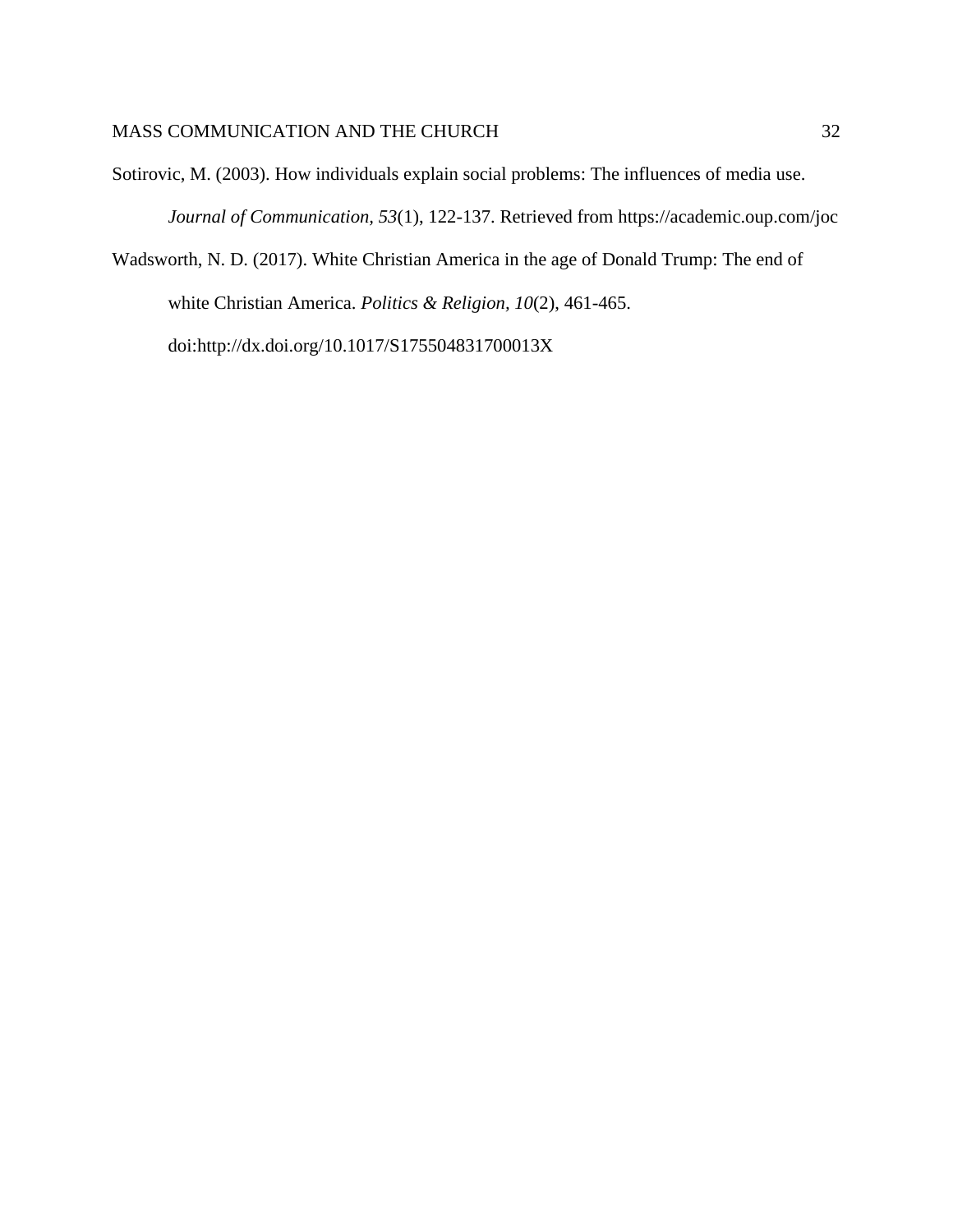Sotirovic, M. (2003). How individuals explain social problems: The influences of media use. *Journal of Communication, 53*(1), 122-137. Retrieved from https://academic.oup.com/joc

Wadsworth, N. D. (2017). White Christian America in the age of Donald Trump: The end of white Christian America. *Politics & Religion, 10*(2), 461-465. doi:http://dx.doi.org/10.1017/S175504831700013X